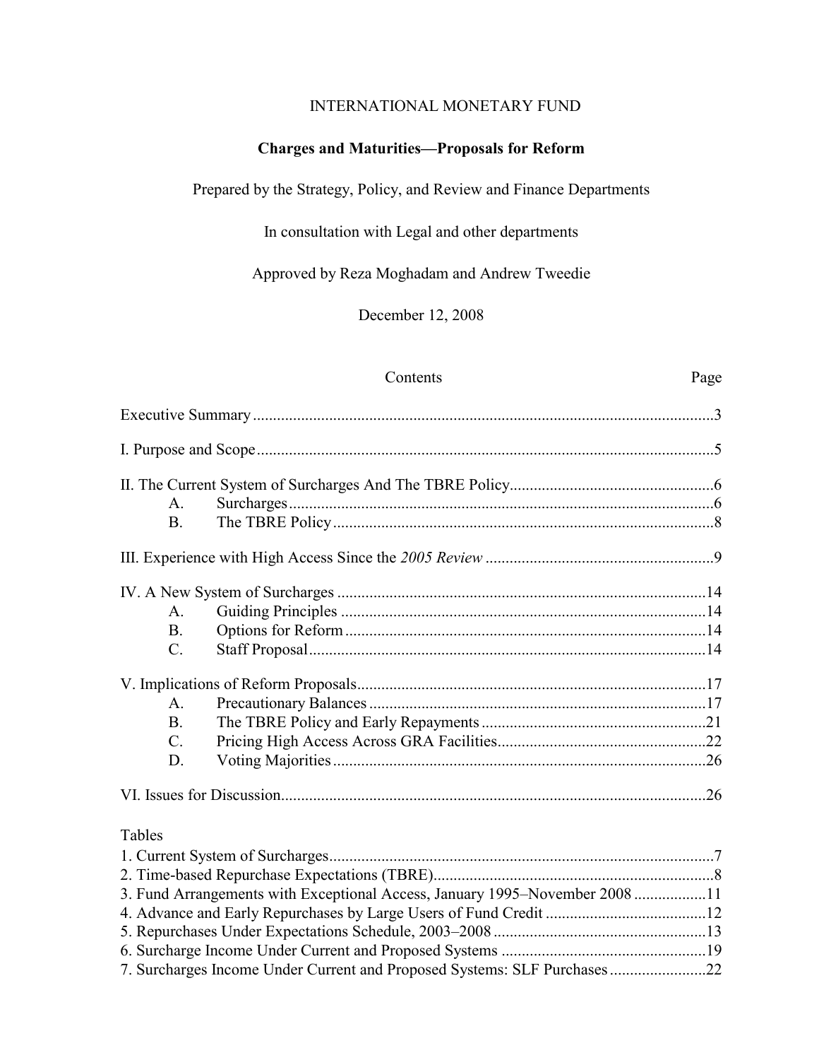INTERNATIONAL MONETARY FUND

# Charges and Maturities—Proposals for Reform

Prepared by the Strategy, Policy, and Review and Finance Departments

In consultation with Legal and other departments

Approved by Reza Moghadam and Andrew Tweedie

December 12, 2008

| Contents | Page |
|---|---|
| Executive Summary | 3 |
| I. Purpose and Scope | 5 |
| II. The Current System of Surcharges And The TBRE Policy | 6 |
| A. Surcharges | 6 |
| B. The TBRE Policy | 8 |
| III. Experience with High Access Since the *2005 Review* | 9 |
| IV. A New System of Surcharges | 14 |
| A. Guiding Principles | 14 |
| B. Options for Reform | 14 |
| C. Staff Proposal | 14 |
| V. Implications of Reform Proposals | 17 |
| A. Precautionary Balances | 17 |
| B. The TBRE Policy and Early Repayments | 21 |
| C. Pricing High Access Across GRA Facilities | 22 |
| D. Voting Majorities | 26 |
| VI. Issues for Discussion | 26 |

Tables

| | |
|---|---|
| 1. Current System of Surcharges | 7 |
| 2. Time-based Repurchase Expectations (TBRE) | 8 |
| 3. Fund Arrangements with Exceptional Access, January 1995–November 2008 | 11 |
| 4. Advance and Early Repurchases by Large Users of Fund Credit | 12 |
| 5. Repurchases Under Expectations Schedule, 2003–2008 | 13 |
| 6. Surcharge Income Under Current and Proposed Systems | 19 |
| 7. Surcharges Income Under Current and Proposed Systems: SLF Purchases | 22 |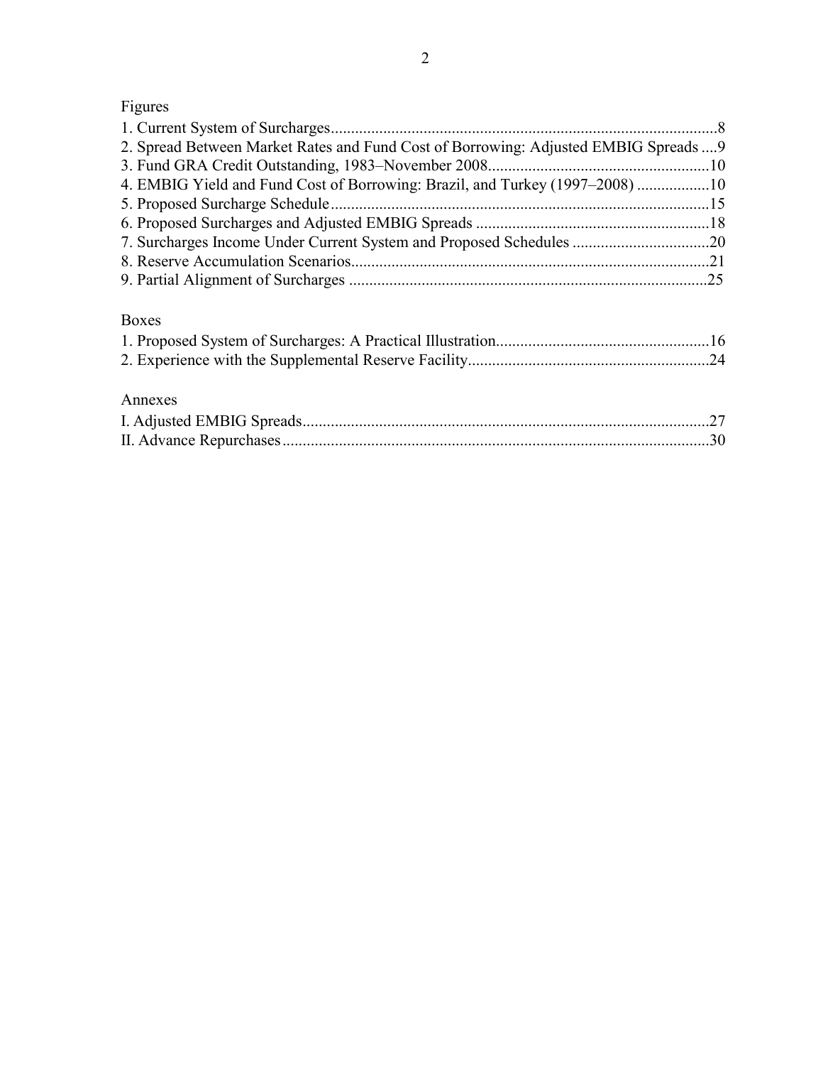Figures

1. Current System of Surcharges................................................................................................8
2. Spread Between Market Rates and Fund Cost of Borrowing: Adjusted EMBIG Spreads ....9
3. Fund GRA Credit Outstanding, 1983–November 2008.......................................................10
4. EMBIG Yield and Fund Cost of Borrowing: Brazil, and Turkey (1997–2008) ..................10
5. Proposed Surcharge Schedule.............................................................................................15
6. Proposed Surcharges and Adjusted EMBIG Spreads ..........................................................18
7. Surcharges Income Under Current System and Proposed Schedules ..................................20
8. Reserve Accumulation Scenarios.........................................................................................21
9. Partial Alignment of Surcharges .........................................................................................25

Boxes

1. Proposed System of Surcharges: A Practical Illustration.....................................................16
2. Experience with the Supplemental Reserve Facility............................................................24

Annexes

I. Adjusted EMBIG Spreads.....................................................................................................27
II. Advance Repurchases..........................................................................................................30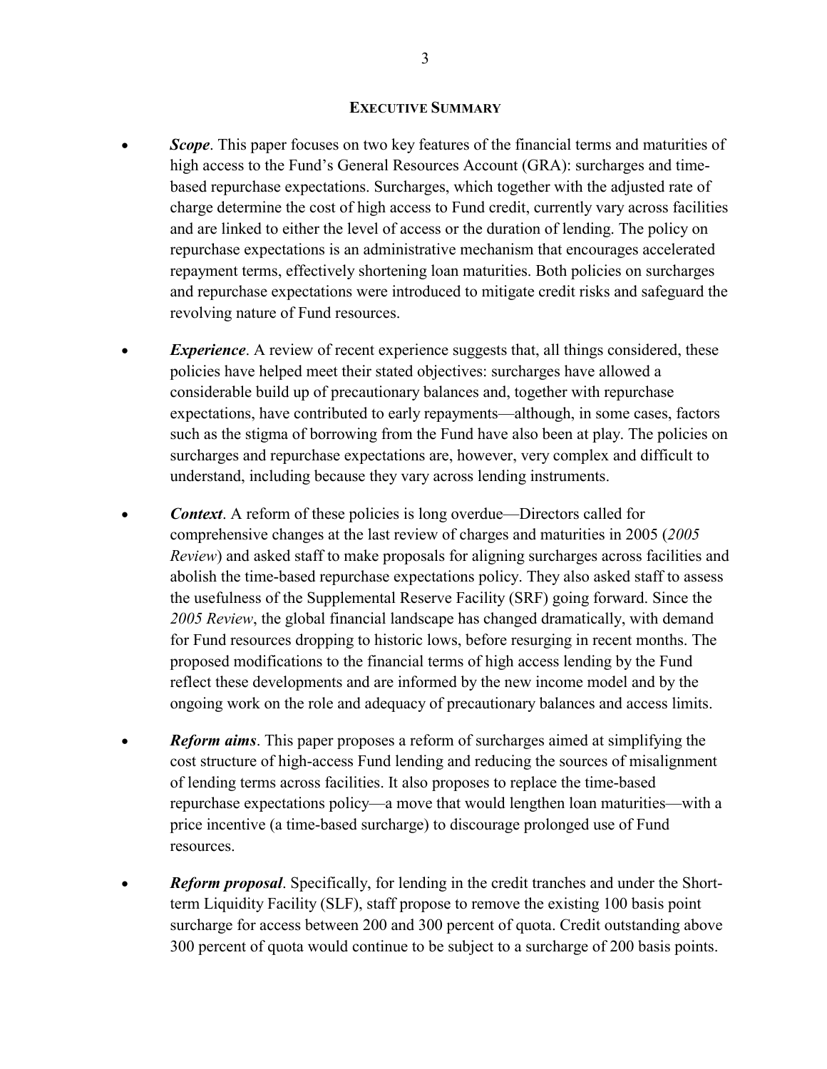## EXECUTIVE SUMMARY

- ***Scope***. This paper focuses on two key features of the financial terms and maturities of high access to the Fund's General Resources Account (GRA): surcharges and time-based repurchase expectations. Surcharges, which together with the adjusted rate of charge determine the cost of high access to Fund credit, currently vary across facilities and are linked to either the level of access or the duration of lending. The policy on repurchase expectations is an administrative mechanism that encourages accelerated repayment terms, effectively shortening loan maturities. Both policies on surcharges and repurchase expectations were introduced to mitigate credit risks and safeguard the revolving nature of Fund resources.

- ***Experience***. A review of recent experience suggests that, all things considered, these policies have helped meet their stated objectives: surcharges have allowed a considerable build up of precautionary balances and, together with repurchase expectations, have contributed to early repayments—although, in some cases, factors such as the stigma of borrowing from the Fund have also been at play. The policies on surcharges and repurchase expectations are, however, very complex and difficult to understand, including because they vary across lending instruments.

- ***Context***. A reform of these policies is long overdue—Directors called for comprehensive changes at the last review of charges and maturities in 2005 (*2005 Review*) and asked staff to make proposals for aligning surcharges across facilities and abolish the time-based repurchase expectations policy. They also asked staff to assess the usefulness of the Supplemental Reserve Facility (SRF) going forward. Since the *2005 Review*, the global financial landscape has changed dramatically, with demand for Fund resources dropping to historic lows, before resurging in recent months. The proposed modifications to the financial terms of high access lending by the Fund reflect these developments and are informed by the new income model and by the ongoing work on the role and adequacy of precautionary balances and access limits.

- ***Reform aims***. This paper proposes a reform of surcharges aimed at simplifying the cost structure of high-access Fund lending and reducing the sources of misalignment of lending terms across facilities. It also proposes to replace the time-based repurchase expectations policy—a move that would lengthen loan maturities—with a price incentive (a time-based surcharge) to discourage prolonged use of Fund resources.

- ***Reform proposal***. Specifically, for lending in the credit tranches and under the Short-term Liquidity Facility (SLF), staff propose to remove the existing 100 basis point surcharge for access between 200 and 300 percent of quota. Credit outstanding above 300 percent of quota would continue to be subject to a surcharge of 200 basis points.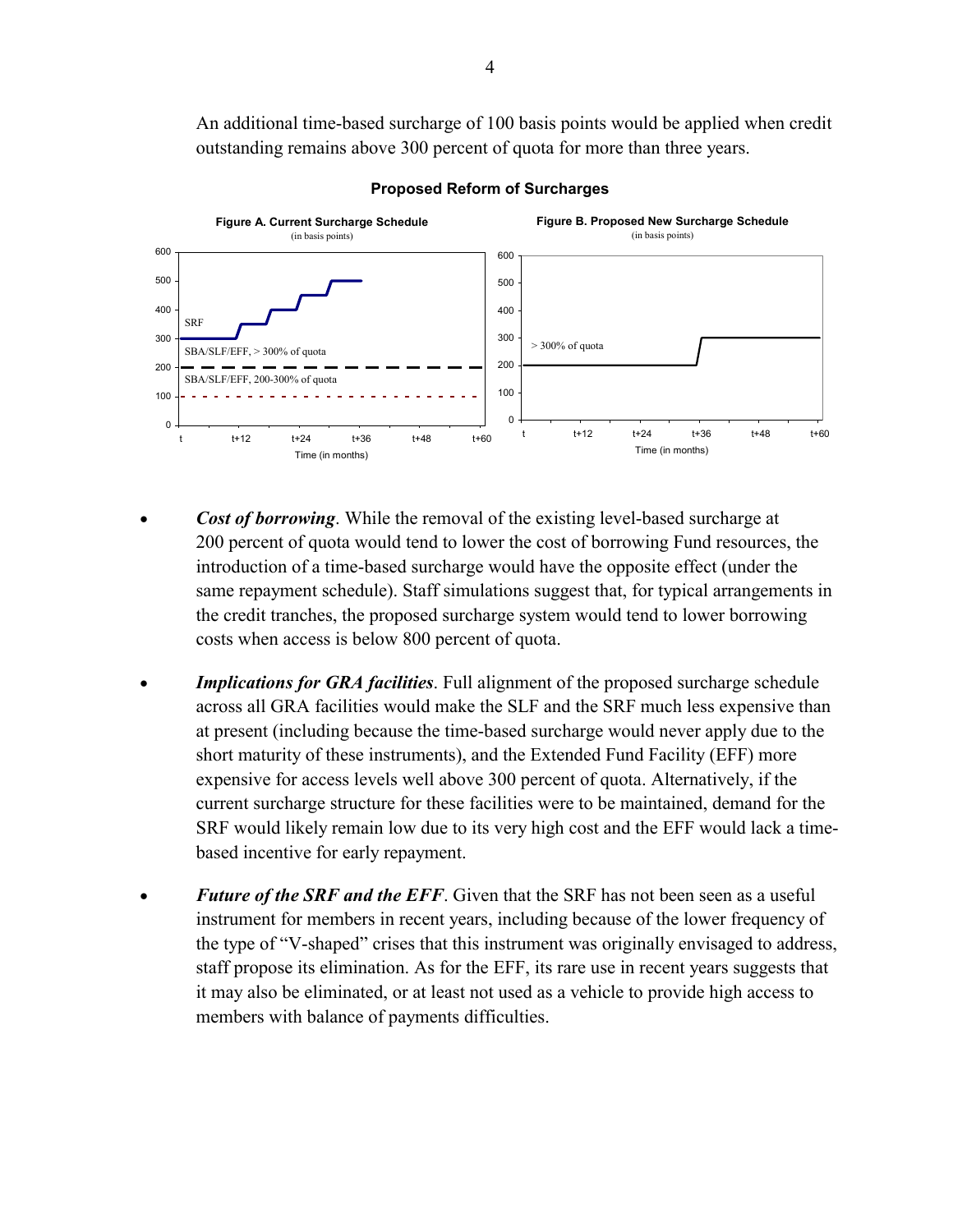An additional time-based surcharge of 100 basis points would be applied when credit outstanding remains above 300 percent of quota for more than three years.

**Proposed Reform of Surcharges**

**Figure A. Current Surcharge Schedule**
(in basis points)

**Figure B. Proposed New Surcharge Schedule**
(in basis points)

- ***Cost of borrowing***. While the removal of the existing level-based surcharge at 200 percent of quota would tend to lower the cost of borrowing Fund resources, the introduction of a time-based surcharge would have the opposite effect (under the same repayment schedule). Staff simulations suggest that, for typical arrangements in the credit tranches, the proposed surcharge system would tend to lower borrowing costs when access is below 800 percent of quota.

- ***Implications for GRA facilities***. Full alignment of the proposed surcharge schedule across all GRA facilities would make the SLF and the SRF much less expensive than at present (including because the time-based surcharge would never apply due to the short maturity of these instruments), and the Extended Fund Facility (EFF) more expensive for access levels well above 300 percent of quota. Alternatively, if the current surcharge structure for these facilities were to be maintained, demand for the SRF would likely remain low due to its very high cost and the EFF would lack a time-based incentive for early repayment.

- ***Future of the SRF and the EFF***. Given that the SRF has not been seen as a useful instrument for members in recent years, including because of the lower frequency of the type of "V-shaped" crises that this instrument was originally envisaged to address, staff propose its elimination. As for the EFF, its rare use in recent years suggests that it may also be eliminated, or at least not used as a vehicle to provide high access to members with balance of payments difficulties.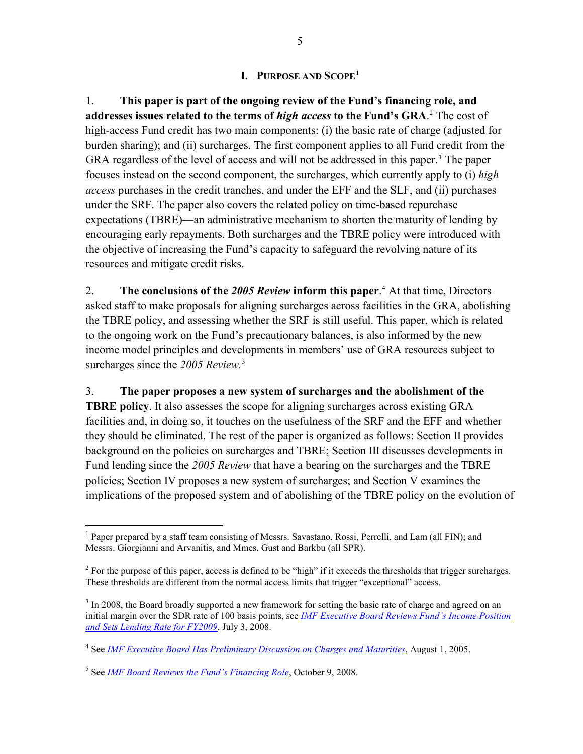# I. Purpose and Scope[1]

1. **This paper is part of the ongoing review of the Fund's financing role, and addresses issues related to the terms of *high access* to the Fund's GRA**.[2] The cost of high-access Fund credit has two main components: (i) the basic rate of charge (adjusted for burden sharing); and (ii) surcharges. The first component applies to all Fund credit from the GRA regardless of the level of access and will not be addressed in this paper.[3] The paper focuses instead on the second component, the surcharges, which currently apply to (i) *high access* purchases in the credit tranches, and under the EFF and the SLF, and (ii) purchases under the SRF. The paper also covers the related policy on time-based repurchase expectations (TBRE)—an administrative mechanism to shorten the maturity of lending by encouraging early repayments. Both surcharges and the TBRE policy were introduced with the objective of increasing the Fund's capacity to safeguard the revolving nature of its resources and mitigate credit risks.

2. **The conclusions of the *2005 Review* inform this paper**.[4] At that time, Directors asked staff to make proposals for aligning surcharges across facilities in the GRA, abolishing the TBRE policy, and assessing whether the SRF is still useful. This paper, which is related to the ongoing work on the Fund's precautionary balances, is also informed by the new income model principles and developments in members' use of GRA resources subject to surcharges since the *2005 Review.*[5]

3. **The paper proposes a new system of surcharges and the abolishment of the TBRE policy**. It also assesses the scope for aligning surcharges across existing GRA facilities and, in doing so, it touches on the usefulness of the SRF and the EFF and whether they should be eliminated. The rest of the paper is organized as follows: Section II provides background on the policies on surcharges and TBRE; Section III discusses developments in Fund lending since the *2005 Review* that have a bearing on the surcharges and the TBRE policies; Section IV proposes a new system of surcharges; and Section V examines the implications of the proposed system and of abolishing of the TBRE policy on the evolution of

---

[1] Paper prepared by a staff team consisting of Messrs. Savastano, Rossi, Perrelli, and Lam (all FIN); and Messrs. Giorgianni and Arvanitis, and Mmes. Gust and Barkbu (all SPR).

[2] For the purpose of this paper, access is defined to be "high" if it exceeds the thresholds that trigger surcharges. These thresholds are different from the normal access limits that trigger "exceptional" access.

[3] In 2008, the Board broadly supported a new framework for setting the basic rate of charge and agreed on an initial margin over the SDR rate of 100 basis points, see *IMF Executive Board Reviews Fund's Income Position and Sets Lending Rate for FY2009*, July 3, 2008.

[4] See *IMF Executive Board Has Preliminary Discussion on Charges and Maturities*, August 1, 2005.

[5] See *IMF Board Reviews the Fund's Financing Role*, October 9, 2008.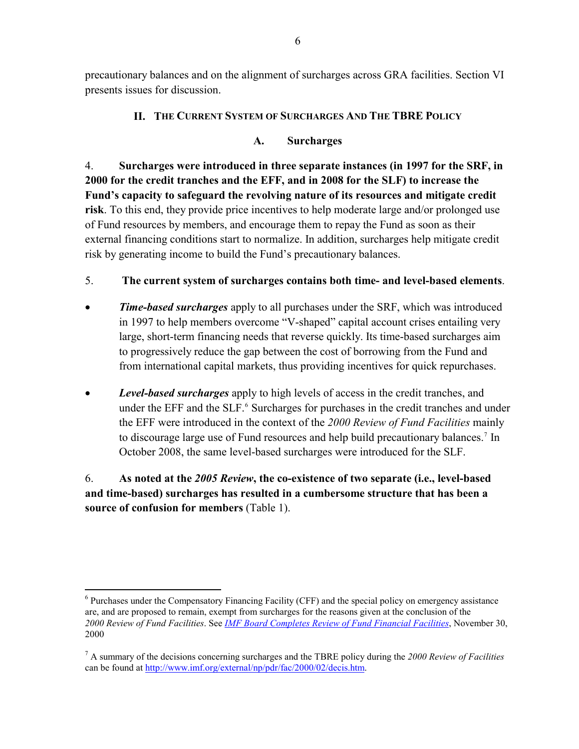precautionary balances and on the alignment of surcharges across GRA facilities. Section VI presents issues for discussion.

## II. The Current System of Surcharges And The TBRE Policy

### A. Surcharges

4. **Surcharges were introduced in three separate instances (in 1997 for the SRF, in 2000 for the credit tranches and the EFF, and in 2008 for the SLF) to increase the Fund's capacity to safeguard the revolving nature of its resources and mitigate credit risk**. To this end, they provide price incentives to help moderate large and/or prolonged use of Fund resources by members, and encourage them to repay the Fund as soon as their external financing conditions start to normalize. In addition, surcharges help mitigate credit risk by generating income to build the Fund's precautionary balances.

5. **The current system of surcharges contains both time- and level-based elements**.

- ***Time-based surcharges*** apply to all purchases under the SRF, which was introduced in 1997 to help members overcome "V-shaped" capital account crises entailing very large, short-term financing needs that reverse quickly. Its time-based surcharges aim to progressively reduce the gap between the cost of borrowing from the Fund and from international capital markets, thus providing incentives for quick repurchases.

- ***Level-based surcharges*** apply to high levels of access in the credit tranches, and under the EFF and the SLF.[6] Surcharges for purchases in the credit tranches and under the EFF were introduced in the context of the *2000 Review of Fund Facilities* mainly to discourage large use of Fund resources and help build precautionary balances.[7] In October 2008, the same level-based surcharges were introduced for the SLF.

6. **As noted at the *2005 Review*, the co-existence of two separate (i.e., level-based and time-based) surcharges has resulted in a cumbersome structure that has been a source of confusion for members** (Table 1).

---

[6] Purchases under the Compensatory Financing Facility (CFF) and the special policy on emergency assistance are, and are proposed to remain, exempt from surcharges for the reasons given at the conclusion of the *2000 Review of Fund Facilities*. See *IMF Board Completes Review of Fund Financial Facilities*, November 30, 2000

[7] A summary of the decisions concerning surcharges and the TBRE policy during the *2000 Review of Facilities* can be found at http://www.imf.org/external/np/pdr/fac/2000/02/decis.htm.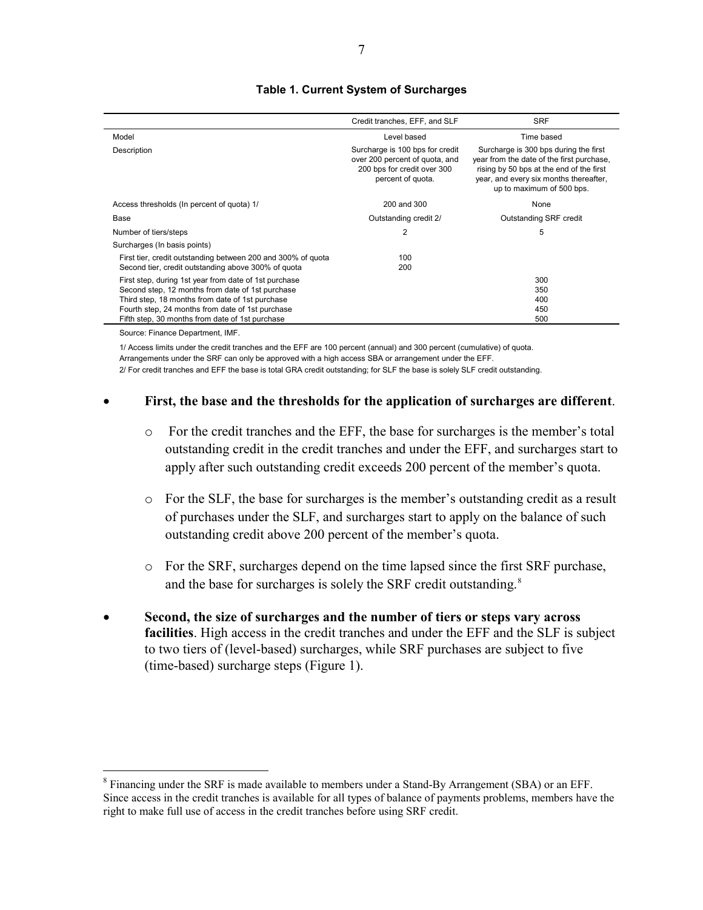**Table 1. Current System of Surcharges**

| | Credit tranches, EFF, and SLF | SRF |
|---|---|---|
| Model | Level based | Time based |
| Description | Surcharge is 100 bps for credit over 200 percent of quota, and 200 bps for credit over 300 percent of quota. | Surcharge is 300 bps during the first year from the date of the first purchase, rising by 50 bps at the end of the first year, and every six months thereafter, up to maximum of 500 bps. |
| Access thresholds (In percent of quota) 1/ | 200 and 300 | None |
| Base | Outstanding credit 2/ | Outstanding SRF credit |
| Number of tiers/steps | 2 | 5 |
| Surcharges (In basis points) | | |
| First tier, credit outstanding between 200 and 300% of quota | 100 | |
| Second tier, credit outstanding above 300% of quota | 200 | |
| First step, during 1st year from date of 1st purchase | | 300 |
| Second step, 12 months from date of 1st purchase | | 350 |
| Third step, 18 months from date of 1st purchase | | 400 |
| Fourth step, 24 months from date of 1st purchase | | 450 |
| Fifth step, 30 months from date of 1st purchase | | 500 |

Source: Finance Department, IMF.

1/ Access limits under the credit tranches and the EFF are 100 percent (annual) and 300 percent (cumulative) of quota. Arrangements under the SRF can only be approved with a high access SBA or arrangement under the EFF.

2/ For credit tranches and EFF the base is total GRA credit outstanding; for SLF the base is solely SLF credit outstanding.

- **First, the base and the thresholds for the application of surcharges are different**.
  - For the credit tranches and the EFF, the base for surcharges is the member's total outstanding credit in the credit tranches and under the EFF, and surcharges start to apply after such outstanding credit exceeds 200 percent of the member's quota.
  - For the SLF, the base for surcharges is the member's outstanding credit as a result of purchases under the SLF, and surcharges start to apply on the balance of such outstanding credit above 200 percent of the member's quota.
  - For the SRF, surcharges depend on the time lapsed since the first SRF purchase, and the base for surcharges is solely the SRF credit outstanding.[8]
- **Second, the size of surcharges and the number of tiers or steps vary across facilities**. High access in the credit tranches and under the EFF and the SLF is subject to two tiers of (level-based) surcharges, while SRF purchases are subject to five (time-based) surcharge steps (Figure 1).

[8] Financing under the SRF is made available to members under a Stand-By Arrangement (SBA) or an EFF. Since access in the credit tranches is available for all types of balance of payments problems, members have the right to make full use of access in the credit tranches before using SRF credit.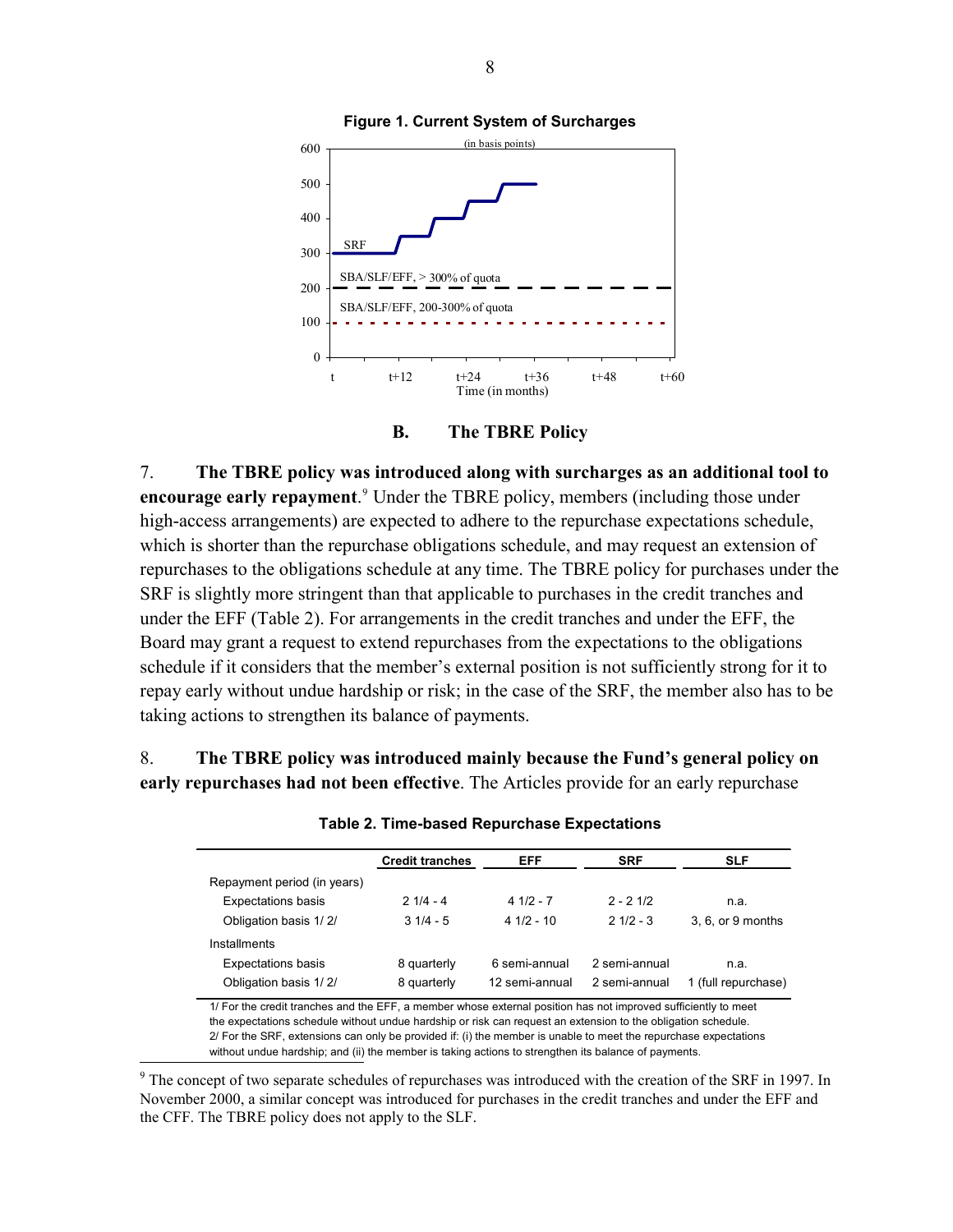**Figure 1. Current System of Surcharges**

(in basis points)

**B. The TBRE Policy**

7. **The TBRE policy was introduced along with surcharges as an additional tool to encourage early repayment**.[9] Under the TBRE policy, members (including those under high-access arrangements) are expected to adhere to the repurchase expectations schedule, which is shorter than the repurchase obligations schedule, and may request an extension of repurchases to the obligations schedule at any time. The TBRE policy for purchases under the SRF is slightly more stringent than that applicable to purchases in the credit tranches and under the EFF (Table 2). For arrangements in the credit tranches and under the EFF, the Board may grant a request to extend repurchases from the expectations to the obligations schedule if it considers that the member's external position is not sufficiently strong for it to repay early without undue hardship or risk; in the case of the SRF, the member also has to be taking actions to strengthen its balance of payments.

8. **The TBRE policy was introduced mainly because the Fund's general policy on early repurchases had not been effective**. The Articles provide for an early repurchase

**Table 2. Time-based Repurchase Expectations**

| | Credit tranches | EFF | SRF | SLF |
|---|---|---|---|---|
| Repayment period (in years) | | | | |
| Expectations basis | 2 1/4 - 4 | 4 1/2 - 7 | 2 - 2 1/2 | n.a. |
| Obligation basis 1/ 2/ | 3 1/4 - 5 | 4 1/2 - 10 | 2 1/2 - 3 | 3, 6, or 9 months |
| Installments | | | | |
| Expectations basis | 8 quarterly | 6 semi-annual | 2 semi-annual | n.a. |
| Obligation basis 1/ 2/ | 8 quarterly | 12 semi-annual | 2 semi-annual | 1 (full repurchase) |

1/ For the credit tranches and the EFF, a member whose external position has not improved sufficiently to meet the expectations schedule without undue hardship or risk can request an extension to the obligation schedule.
2/ For the SRF, extensions can only be provided if: (i) the member is unable to meet the repurchase expectations without undue hardship; and (ii) the member is taking actions to strengthen its balance of payments.

[9] The concept of two separate schedules of repurchases was introduced with the creation of the SRF in 1997. In November 2000, a similar concept was introduced for purchases in the credit tranches and under the EFF and the CFF. The TBRE policy does not apply to the SLF.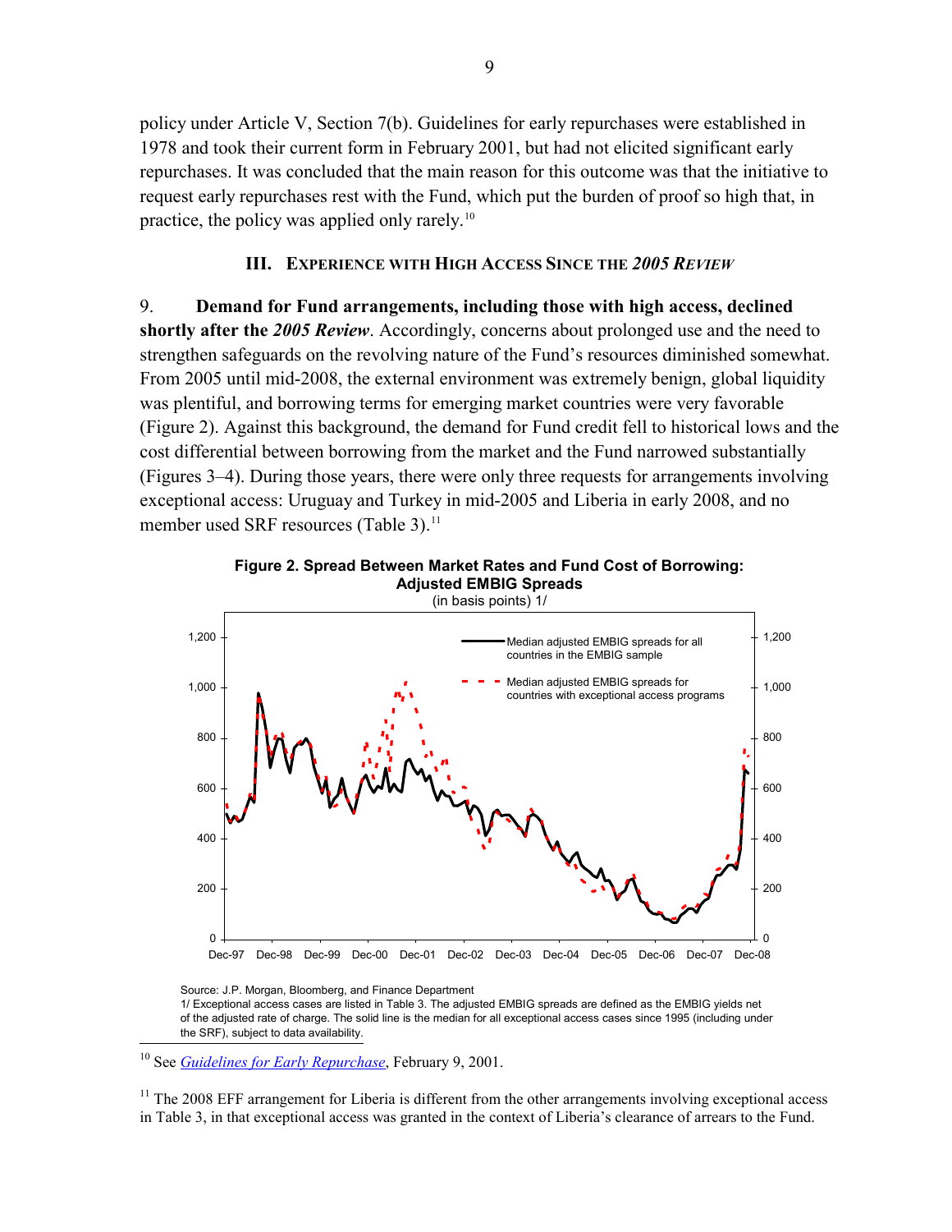policy under Article V, Section 7(b). Guidelines for early repurchases were established in 1978 and took their current form in February 2001, but had not elicited significant early repurchases. It was concluded that the main reason for this outcome was that the initiative to request early repurchases rest with the Fund, which put the burden of proof so high that, in practice, the policy was applied only rarely.[10]

## III. Experience with High Access Since the *2005 Review*

9. **Demand for Fund arrangements, including those with high access, declined shortly after the *2005 Review***. Accordingly, concerns about prolonged use and the need to strengthen safeguards on the revolving nature of the Fund's resources diminished somewhat. From 2005 until mid-2008, the external environment was extremely benign, global liquidity was plentiful, and borrowing terms for emerging market countries were very favorable (Figure 2). Against this background, the demand for Fund credit fell to historical lows and the cost differential between borrowing from the market and the Fund narrowed substantially (Figures 3–4). During those years, there were only three requests for arrangements involving exceptional access: Uruguay and Turkey in mid-2005 and Liberia in early 2008, and no member used SRF resources (Table 3).[11]

**Figure 2. Spread Between Market Rates and Fund Cost of Borrowing: Adjusted EMBIG Spreads**
(in basis points) 1/

Source: J.P. Morgan, Bloomberg, and Finance Department
1/ Exceptional access cases are listed in Table 3. The adjusted EMBIG spreads are defined as the EMBIG yields net of the adjusted rate of charge. The solid line is the median for all exceptional access cases since 1995 (including under the SRF), subject to data availability.

---

[10] See *Guidelines for Early Repurchase*, February 9, 2001.

[11] The 2008 EFF arrangement for Liberia is different from the other arrangements involving exceptional access in Table 3, in that exceptional access was granted in the context of Liberia's clearance of arrears to the Fund.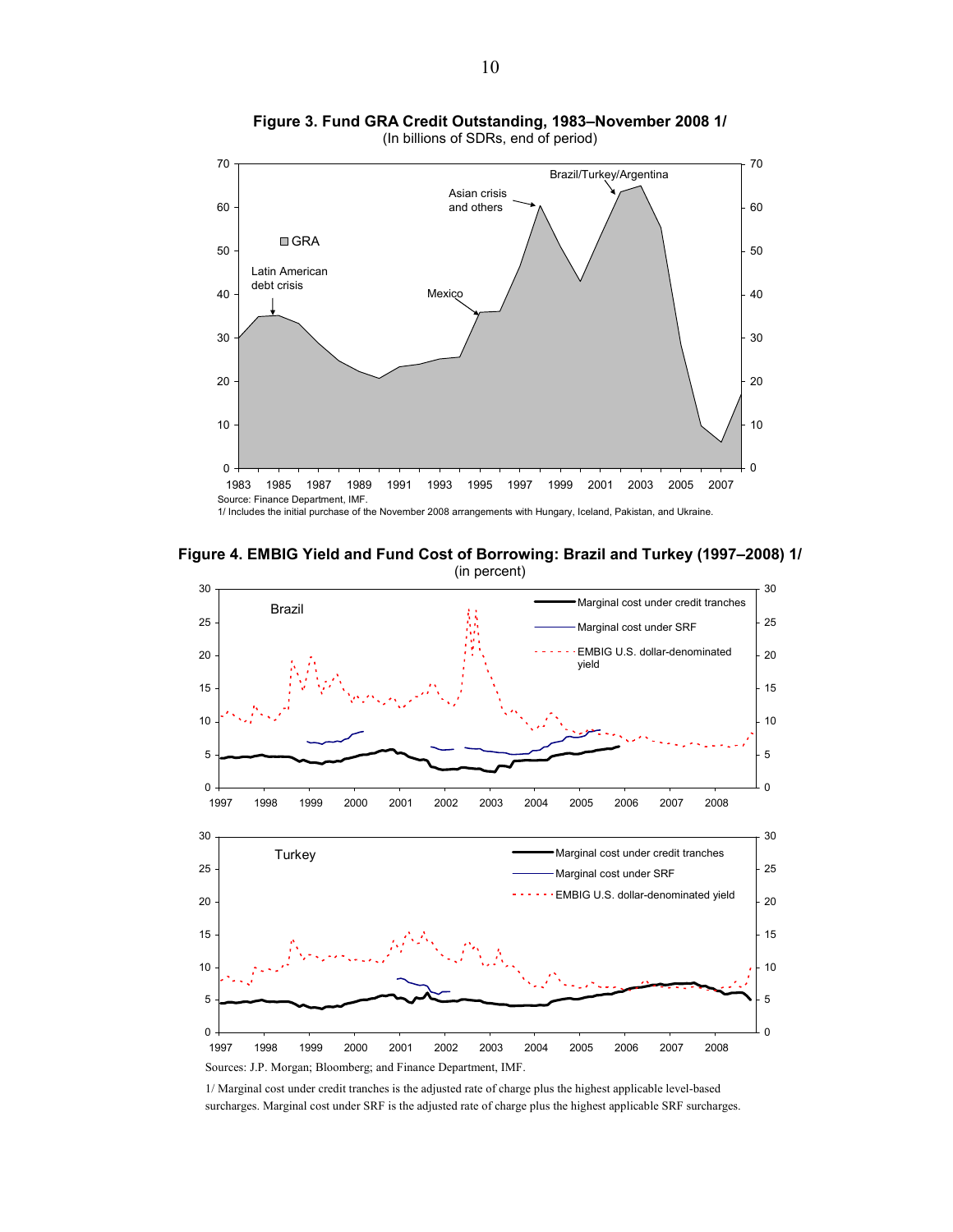**Figure 3. Fund GRA Credit Outstanding, 1983–November 2008 1/**
(In billions of SDRs, end of period)

Source: Finance Department, IMF.

1/ Includes the initial purchase of the November 2008 arrangements with Hungary, Iceland, Pakistan, and Ukraine.

**Figure 4. EMBIG Yield and Fund Cost of Borrowing: Brazil and Turkey (1997–2008) 1/**
(in percent)

Sources: J.P. Morgan; Bloomberg; and Finance Department, IMF.

1/ Marginal cost under credit tranches is the adjusted rate of charge plus the highest applicable level-based surcharges. Marginal cost under SRF is the adjusted rate of charge plus the highest applicable SRF surcharges.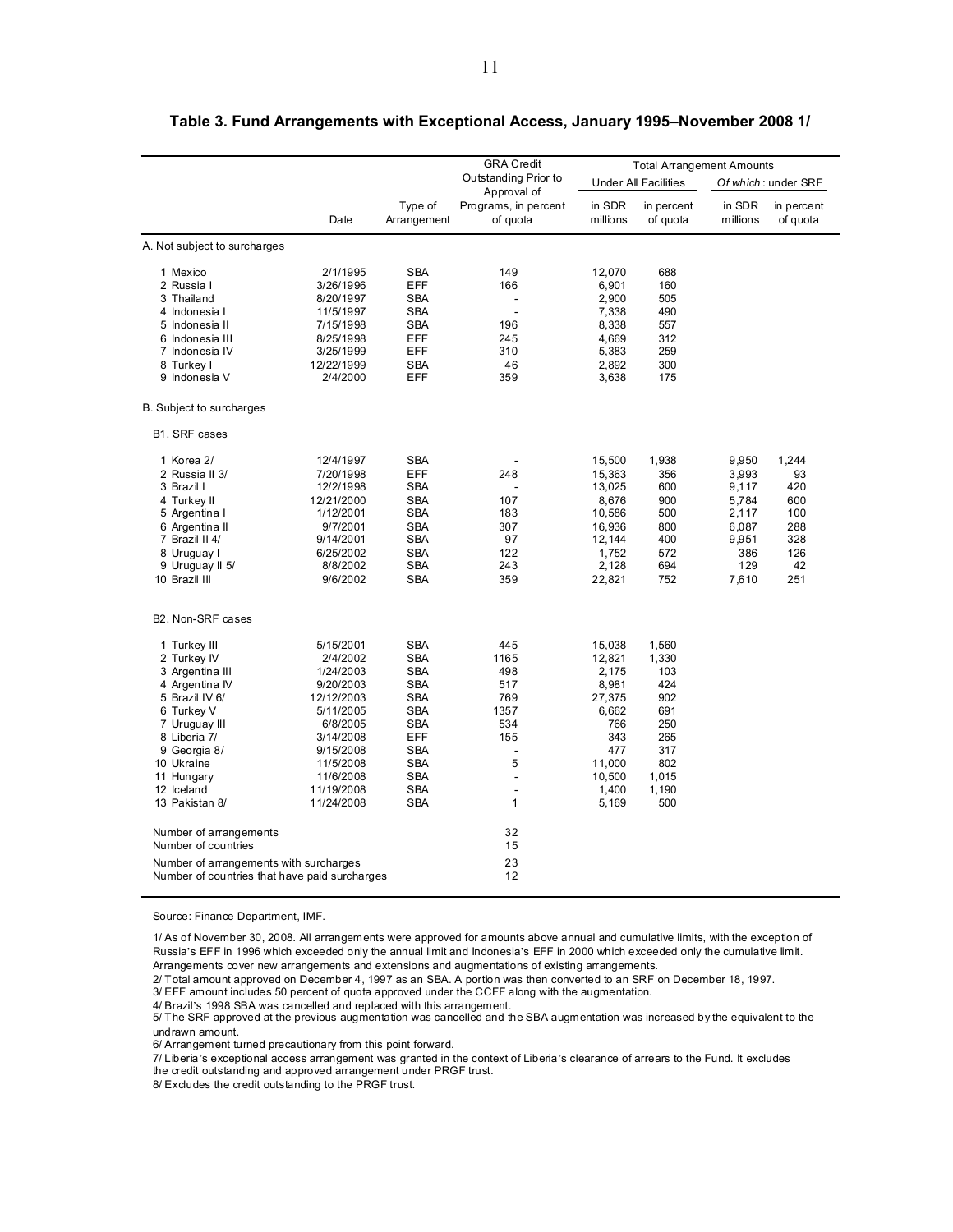**Table 3. Fund Arrangements with Exceptional Access, January 1995–November 2008 1/**

| | Date | Type of Arrangement | GRA Credit Outstanding Prior to Approval of Programs, in percent of quota | Total Arrangement Amounts: Under All Facilities, in SDR millions | Total Arrangement Amounts: Under All Facilities, in percent of quota | *Of which*: under SRF, in SDR millions | *Of which*: under SRF, in percent of quota |
|---|---|---|---|---|---|---|---|
| A. Not subject to surcharges | | | | | | | |
| 1 Mexico | 2/1/1995 | SBA | 149 | 12,070 | 688 | | |
| 2 Russia I | 3/26/1996 | EFF | 166 | 6,901 | 160 | | |
| 3 Thailand | 8/20/1997 | SBA | - | 2,900 | 505 | | |
| 4 Indonesia I | 11/5/1997 | SBA | - | 7,338 | 490 | | |
| 5 Indonesia II | 7/15/1998 | SBA | 196 | 8,338 | 557 | | |
| 6 Indonesia III | 8/25/1998 | EFF | 245 | 4,669 | 312 | | |
| 7 Indonesia IV | 3/25/1999 | EFF | 310 | 5,383 | 259 | | |
| 8 Turkey I | 12/22/1999 | SBA | 46 | 2,892 | 300 | | |
| 9 Indonesia V | 2/4/2000 | EFF | 359 | 3,638 | 175 | | |
| B. Subject to surcharges | | | | | | | |
| B1. SRF cases | | | | | | | |
| 1 Korea 2/ | 12/4/1997 | SBA | - | 15,500 | 1,938 | 9,950 | 1,244 |
| 2 Russia II 3/ | 7/20/1998 | EFF | 248 | 15,363 | 356 | 3,993 | 93 |
| 3 Brazil I | 12/2/1998 | SBA | - | 13,025 | 600 | 9,117 | 420 |
| 4 Turkey II | 12/21/2000 | SBA | 107 | 8,676 | 900 | 5,784 | 600 |
| 5 Argentina I | 1/12/2001 | SBA | 183 | 10,586 | 500 | 2,117 | 100 |
| 6 Argentina II | 9/7/2001 | SBA | 307 | 16,936 | 800 | 6,087 | 288 |
| 7 Brazil II 4/ | 9/14/2001 | SBA | 97 | 12,144 | 400 | 9,951 | 328 |
| 8 Uruguay I | 6/25/2002 | SBA | 122 | 1,752 | 572 | 386 | 126 |
| 9 Uruguay II 5/ | 8/8/2002 | SBA | 243 | 2,128 | 694 | 129 | 42 |
| 10 Brazil III | 9/6/2002 | SBA | 359 | 22,821 | 752 | 7,610 | 251 |
| B2. Non-SRF cases | | | | | | | |
| 1 Turkey III | 5/15/2001 | SBA | 445 | 15,038 | 1,560 | | |
| 2 Turkey IV | 2/4/2002 | SBA | 1165 | 12,821 | 1,330 | | |
| 3 Argentina III | 1/24/2003 | SBA | 498 | 2,175 | 103 | | |
| 4 Argentina IV | 9/20/2003 | SBA | 517 | 8,981 | 424 | | |
| 5 Brazil IV 6/ | 12/12/2003 | SBA | 769 | 27,375 | 902 | | |
| 6 Turkey V | 5/11/2005 | SBA | 1357 | 6,662 | 691 | | |
| 7 Uruguay III | 6/8/2005 | SBA | 534 | 766 | 250 | | |
| 8 Liberia 7/ | 3/14/2008 | EFF | 155 | 343 | 265 | | |
| 9 Georgia 8/ | 9/15/2008 | SBA | - | 477 | 317 | | |
| 10 Ukraine | 11/5/2008 | SBA | 5 | 11,000 | 802 | | |
| 11 Hungary | 11/6/2008 | SBA | - | 10,500 | 1,015 | | |
| 12 Iceland | 11/19/2008 | SBA | - | 1,400 | 1,190 | | |
| 13 Pakistan 8/ | 11/24/2008 | SBA | 1 | 5,169 | 500 | | |
| Number of arrangements | | | 32 | | | | |
| Number of countries | | | 15 | | | | |
| Number of arrangements with surcharges | | | 23 | | | | |
| Number of countries that have paid surcharges | | | 12 | | | | |

Source: Finance Department, IMF.

1/ As of November 30, 2008. All arrangements were approved for amounts above annual and cumulative limits, with the exception of Russia's EFF in 1996 which exceeded only the annual limit and Indonesia's EFF in 2000 which exceeded only the cumulative limit. Arrangements cover new arrangements and extensions and augmentations of existing arrangements.

2/ Total amount approved on December 4, 1997 as an SBA. A portion was then converted to an SRF on December 18, 1997.

3/ EFF amount includes 50 percent of quota approved under the CCFF along with the augmentation.

4/ Brazil's 1998 SBA was cancelled and replaced with this arrangement.

5/ The SRF approved at the previous augmentation was cancelled and the SBA augmentation was increased by the equivalent to the undrawn amount.

6/ Arrangement turned precautionary from this point forward.

7/ Liberia's exceptional access arrangement was granted in the context of Liberia's clearance of arrears to the Fund. It excludes the credit outstanding and approved arrangement under PRGF trust.

8/ Excludes the credit outstanding to the PRGF trust.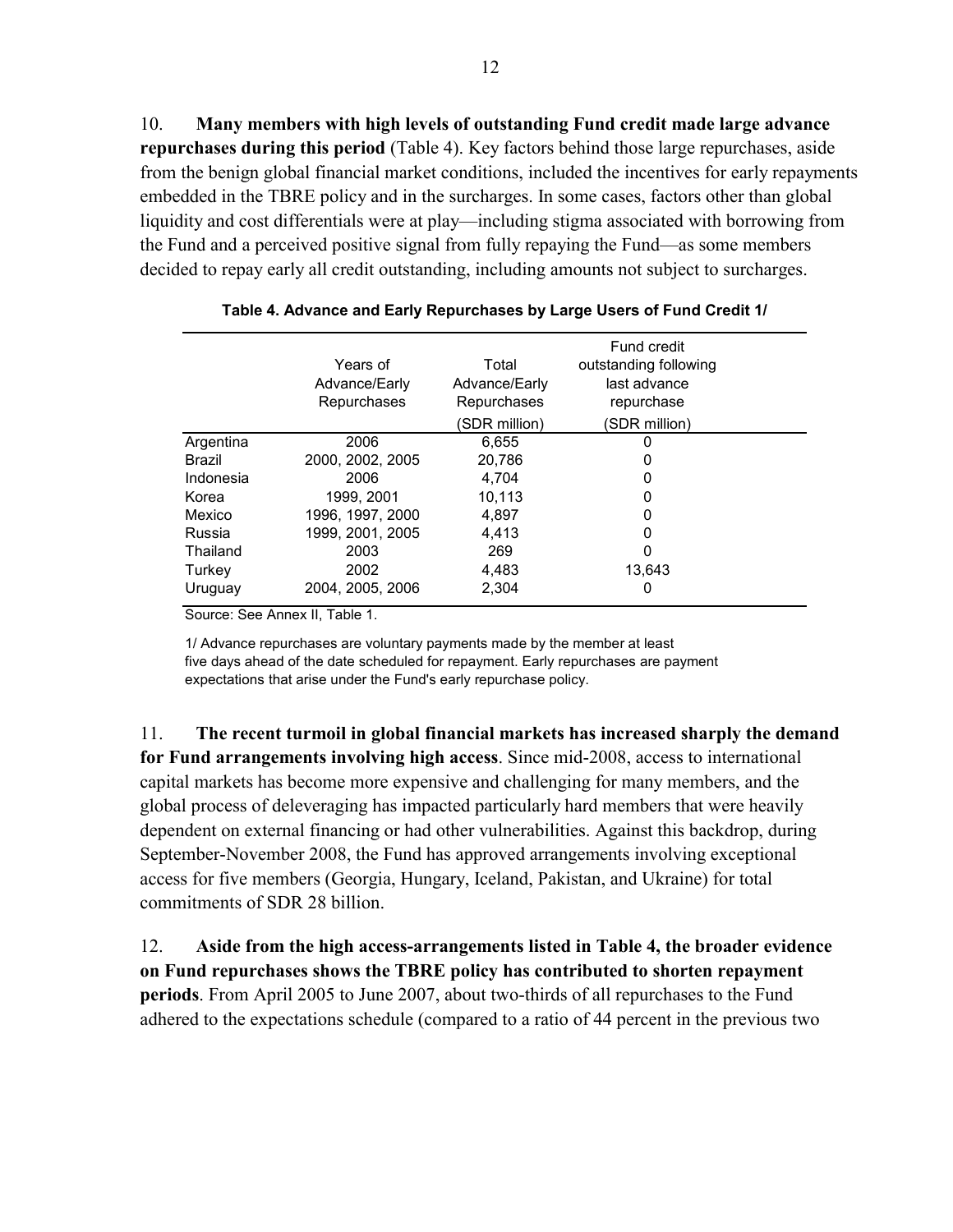10. **Many members with high levels of outstanding Fund credit made large advance repurchases during this period** (Table 4). Key factors behind those large repurchases, aside from the benign global financial market conditions, included the incentives for early repayments embedded in the TBRE policy and in the surcharges. In some cases, factors other than global liquidity and cost differentials were at play—including stigma associated with borrowing from the Fund and a perceived positive signal from fully repaying the Fund—as some members decided to repay early all credit outstanding, including amounts not subject to surcharges.

**Table 4. Advance and Early Repurchases by Large Users of Fund Credit 1/**

| | Years of Advance/Early Repurchases | Total Advance/Early Repurchases (SDR million) | Fund credit outstanding following last advance repurchase (SDR million) |
|---|---|---|---|
| Argentina | 2006 | 6,655 | 0 |
| Brazil | 2000, 2002, 2005 | 20,786 | 0 |
| Indonesia | 2006 | 4,704 | 0 |
| Korea | 1999, 2001 | 10,113 | 0 |
| Mexico | 1996, 1997, 2000 | 4,897 | 0 |
| Russia | 1999, 2001, 2005 | 4,413 | 0 |
| Thailand | 2003 | 269 | 0 |
| Turkey | 2002 | 4,483 | 13,643 |
| Uruguay | 2004, 2005, 2006 | 2,304 | 0 |

Source: See Annex II, Table 1.

1/ Advance repurchases are voluntary payments made by the member at least five days ahead of the date scheduled for repayment. Early repurchases are payment expectations that arise under the Fund's early repurchase policy.

11. **The recent turmoil in global financial markets has increased sharply the demand for Fund arrangements involving high access**. Since mid-2008, access to international capital markets has become more expensive and challenging for many members, and the global process of deleveraging has impacted particularly hard members that were heavily dependent on external financing or had other vulnerabilities. Against this backdrop, during September-November 2008, the Fund has approved arrangements involving exceptional access for five members (Georgia, Hungary, Iceland, Pakistan, and Ukraine) for total commitments of SDR 28 billion.

12. **Aside from the high access-arrangements listed in Table 4, the broader evidence on Fund repurchases shows the TBRE policy has contributed to shorten repayment periods**. From April 2005 to June 2007, about two-thirds of all repurchases to the Fund adhered to the expectations schedule (compared to a ratio of 44 percent in the previous two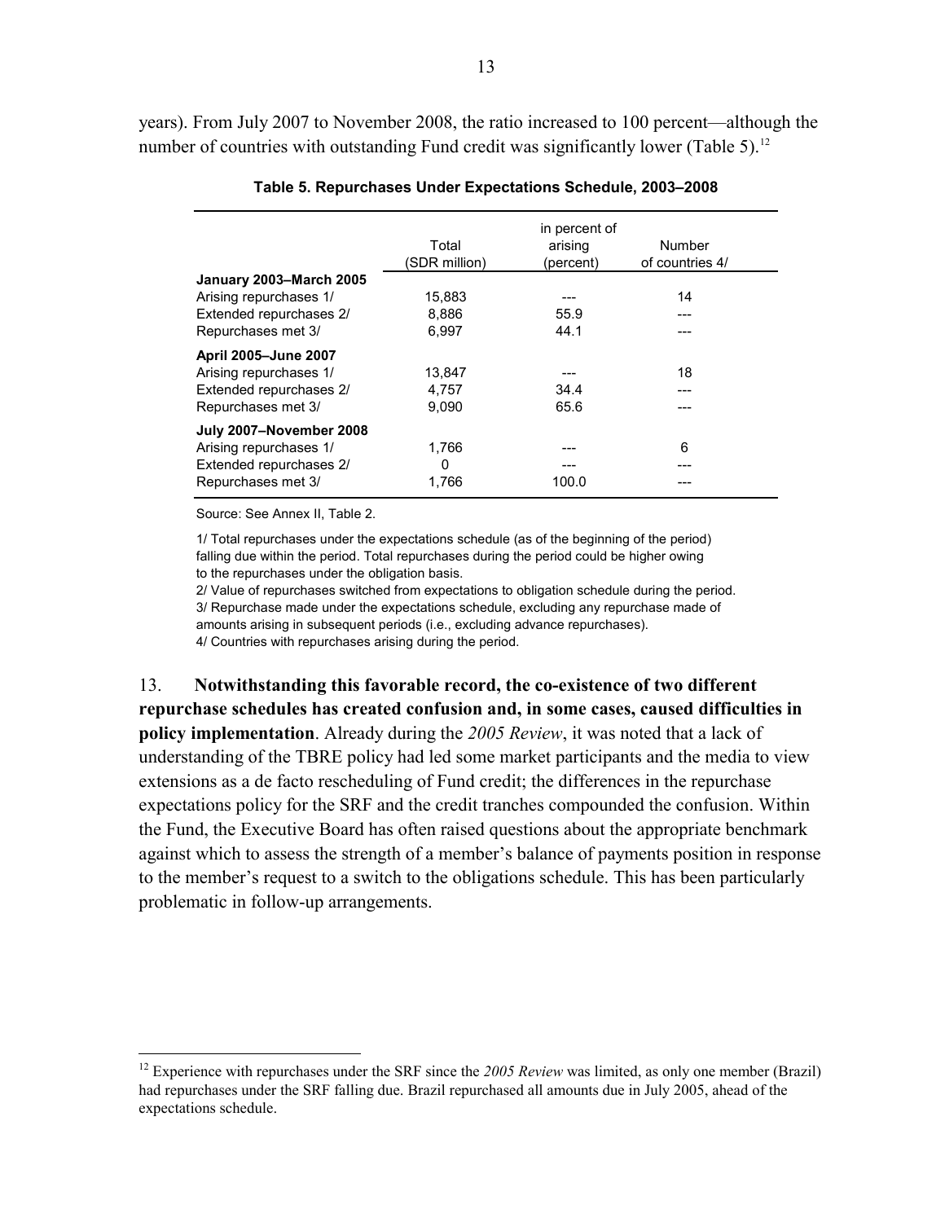years). From July 2007 to November 2008, the ratio increased to 100 percent—although the number of countries with outstanding Fund credit was significantly lower (Table 5).[12]

**Table 5. Repurchases Under Expectations Schedule, 2003–2008**

| | Total (SDR million) | in percent of arising (percent) | Number of countries 4/ |
|---|---|---|---|
| **January 2003–March 2005** | | | |
| Arising repurchases 1/ | 15,883 | --- | 14 |
| Extended repurchases 2/ | 8,886 | 55.9 | --- |
| Repurchases met 3/ | 6,997 | 44.1 | --- |
| **April 2005–June 2007** | | | |
| Arising repurchases 1/ | 13,847 | --- | 18 |
| Extended repurchases 2/ | 4,757 | 34.4 | --- |
| Repurchases met 3/ | 9,090 | 65.6 | --- |
| **July 2007–November 2008** | | | |
| Arising repurchases 1/ | 1,766 | --- | 6 |
| Extended repurchases 2/ | 0 | --- | --- |
| Repurchases met 3/ | 1,766 | 100.0 | --- |

Source: See Annex II, Table 2.

1/ Total repurchases under the expectations schedule (as of the beginning of the period) falling due within the period. Total repurchases during the period could be higher owing to the repurchases under the obligation basis.
2/ Value of repurchases switched from expectations to obligation schedule during the period.
3/ Repurchase made under the expectations schedule, excluding any repurchase made of amounts arising in subsequent periods (i.e., excluding advance repurchases).
4/ Countries with repurchases arising during the period.

13. **Notwithstanding this favorable record, the co-existence of two different repurchase schedules has created confusion and, in some cases, caused difficulties in policy implementation**. Already during the *2005 Review*, it was noted that a lack of understanding of the TBRE policy had led some market participants and the media to view extensions as a de facto rescheduling of Fund credit; the differences in the repurchase expectations policy for the SRF and the credit tranches compounded the confusion. Within the Fund, the Executive Board has often raised questions about the appropriate benchmark against which to assess the strength of a member's balance of payments position in response to the member's request to a switch to the obligations schedule. This has been particularly problematic in follow-up arrangements.

[12] Experience with repurchases under the SRF since the *2005 Review* was limited, as only one member (Brazil) had repurchases under the SRF falling due. Brazil repurchased all amounts due in July 2005, ahead of the expectations schedule.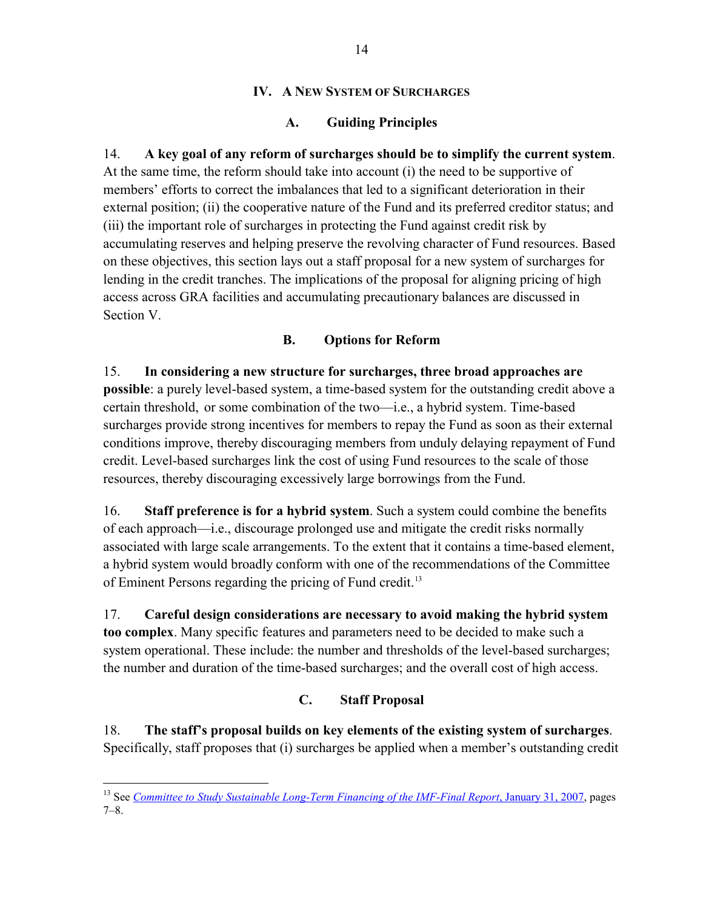## IV. A New System of Surcharges

### A. Guiding Principles

14. **A key goal of any reform of surcharges should be to simplify the current system**. At the same time, the reform should take into account (i) the need to be supportive of members' efforts to correct the imbalances that led to a significant deterioration in their external position; (ii) the cooperative nature of the Fund and its preferred creditor status; and (iii) the important role of surcharges in protecting the Fund against credit risk by accumulating reserves and helping preserve the revolving character of Fund resources. Based on these objectives, this section lays out a staff proposal for a new system of surcharges for lending in the credit tranches. The implications of the proposal for aligning pricing of high access across GRA facilities and accumulating precautionary balances are discussed in Section V.

### B. Options for Reform

15. **In considering a new structure for surcharges, three broad approaches are possible**: a purely level-based system, a time-based system for the outstanding credit above a certain threshold, or some combination of the two—i.e., a hybrid system. Time-based surcharges provide strong incentives for members to repay the Fund as soon as their external conditions improve, thereby discouraging members from unduly delaying repayment of Fund credit. Level-based surcharges link the cost of using Fund resources to the scale of those resources, thereby discouraging excessively large borrowings from the Fund.

16. **Staff preference is for a hybrid system**. Such a system could combine the benefits of each approach—i.e., discourage prolonged use and mitigate the credit risks normally associated with large scale arrangements. To the extent that it contains a time-based element, a hybrid system would broadly conform with one of the recommendations of the Committee of Eminent Persons regarding the pricing of Fund credit.[13]

17. **Careful design considerations are necessary to avoid making the hybrid system too complex**. Many specific features and parameters need to be decided to make such a system operational. These include: the number and thresholds of the level-based surcharges; the number and duration of the time-based surcharges; and the overall cost of high access.

### C. Staff Proposal

18. **The staff's proposal builds on key elements of the existing system of surcharges**. Specifically, staff proposes that (i) surcharges be applied when a member's outstanding credit

---

[13] See *Committee to Study Sustainable Long-Term Financing of the IMF-Final Report*, January 31, 2007, pages 7–8.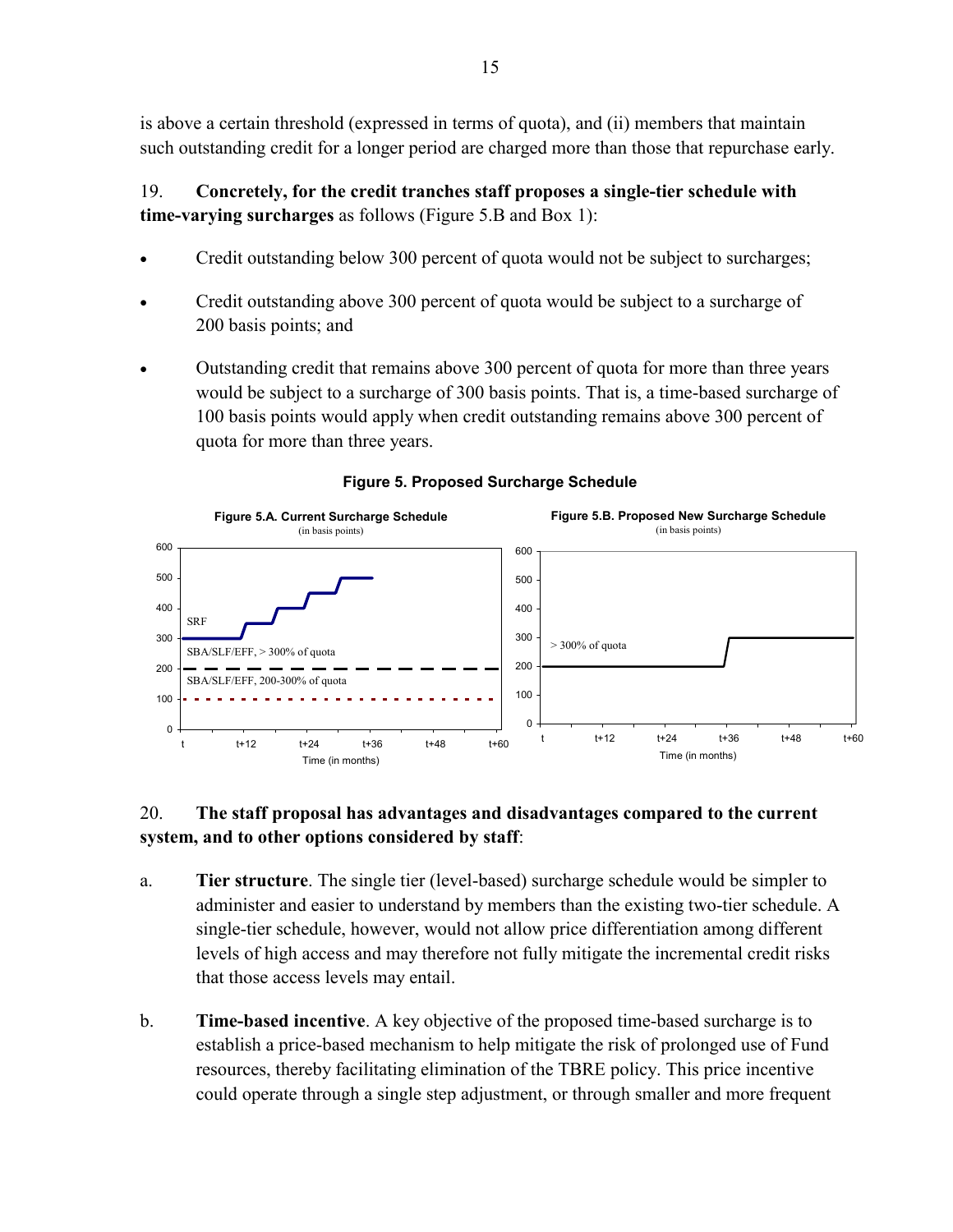is above a certain threshold (expressed in terms of quota), and (ii) members that maintain such outstanding credit for a longer period are charged more than those that repurchase early.

19. **Concretely, for the credit tranches staff proposes a single-tier schedule with time-varying surcharges** as follows (Figure 5.B and Box 1):

- Credit outstanding below 300 percent of quota would not be subject to surcharges;
- Credit outstanding above 300 percent of quota would be subject to a surcharge of 200 basis points; and
- Outstanding credit that remains above 300 percent of quota for more than three years would be subject to a surcharge of 300 basis points. That is, a time-based surcharge of 100 basis points would apply when credit outstanding remains above 300 percent of quota for more than three years.

**Figure 5. Proposed Surcharge Schedule**

**Figure 5.A. Current Surcharge Schedule** (in basis points)

**Figure 5.B. Proposed New Surcharge Schedule** (in basis points)

20. **The staff proposal has advantages and disadvantages compared to the current system, and to other options considered by staff**:

a. **Tier structure**. The single tier (level-based) surcharge schedule would be simpler to administer and easier to understand by members than the existing two-tier schedule. A single-tier schedule, however, would not allow price differentiation among different levels of high access and may therefore not fully mitigate the incremental credit risks that those access levels may entail.

b. **Time-based incentive**. A key objective of the proposed time-based surcharge is to establish a price-based mechanism to help mitigate the risk of prolonged use of Fund resources, thereby facilitating elimination of the TBRE policy. This price incentive could operate through a single step adjustment, or through smaller and more frequent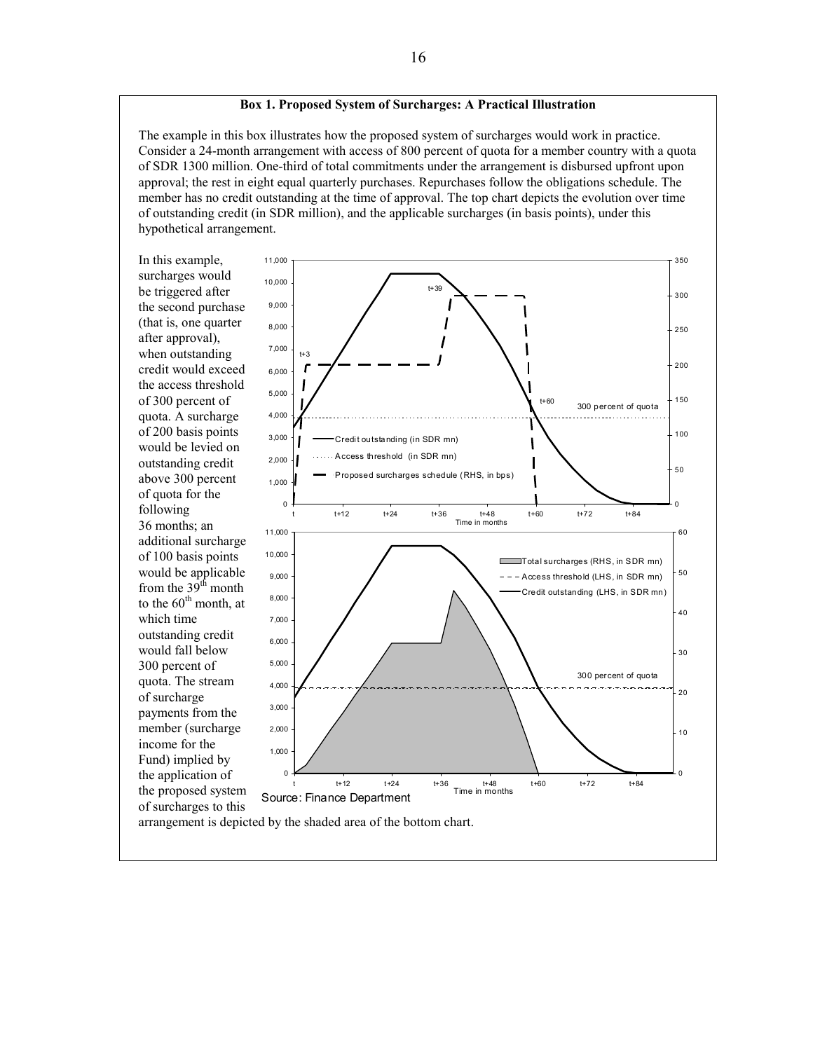**Box 1. Proposed System of Surcharges: A Practical Illustration**

The example in this box illustrates how the proposed system of surcharges would work in practice. Consider a 24-month arrangement with access of 800 percent of quota for a member country with a quota of SDR 1300 million. One-third of total commitments under the arrangement is disbursed upfront upon approval; the rest in eight equal quarterly purchases. Repurchases follow the obligations schedule. The member has no credit outstanding at the time of approval. The top chart depicts the evolution over time of outstanding credit (in SDR million), and the applicable surcharges (in basis points), under this hypothetical arrangement.

In this example, surcharges would be triggered after the second purchase (that is, one quarter after approval), when outstanding credit would exceed the access threshold of 300 percent of quota. A surcharge of 200 basis points would be levied on outstanding credit above 300 percent of quota for the following 36 months; an additional surcharge of 100 basis points would be applicable from the 39th month to the 60th month, at which time outstanding credit would fall below 300 percent of quota. The stream of surcharge payments from the member (surcharge income for the Fund) implied by the application of the proposed system of surcharges to this arrangement is depicted by the shaded area of the bottom chart.

Source: Finance Department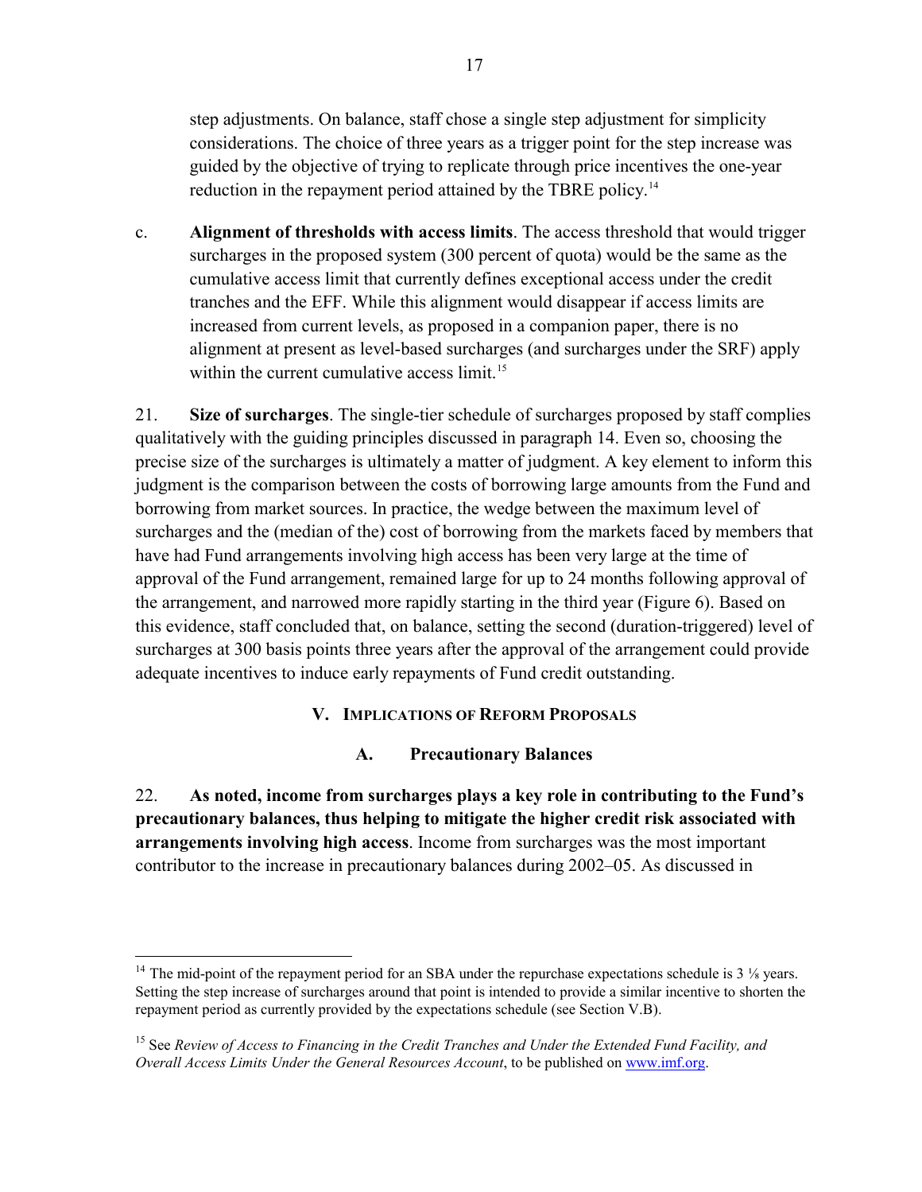step adjustments. On balance, staff chose a single step adjustment for simplicity considerations. The choice of three years as a trigger point for the step increase was guided by the objective of trying to replicate through price incentives the one-year reduction in the repayment period attained by the TBRE policy.[14]

c. **Alignment of thresholds with access limits**. The access threshold that would trigger surcharges in the proposed system (300 percent of quota) would be the same as the cumulative access limit that currently defines exceptional access under the credit tranches and the EFF. While this alignment would disappear if access limits are increased from current levels, as proposed in a companion paper, there is no alignment at present as level-based surcharges (and surcharges under the SRF) apply within the current cumulative access limit.[15]

21. **Size of surcharges**. The single-tier schedule of surcharges proposed by staff complies qualitatively with the guiding principles discussed in paragraph 14. Even so, choosing the precise size of the surcharges is ultimately a matter of judgment. A key element to inform this judgment is the comparison between the costs of borrowing large amounts from the Fund and borrowing from market sources. In practice, the wedge between the maximum level of surcharges and the (median of the) cost of borrowing from the markets faced by members that have had Fund arrangements involving high access has been very large at the time of approval of the Fund arrangement, remained large for up to 24 months following approval of the arrangement, and narrowed more rapidly starting in the third year (Figure 6). Based on this evidence, staff concluded that, on balance, setting the second (duration-triggered) level of surcharges at 300 basis points three years after the approval of the arrangement could provide adequate incentives to induce early repayments of Fund credit outstanding.

## V. Implications of Reform Proposals

### A. Precautionary Balances

22. **As noted, income from surcharges plays a key role in contributing to the Fund's precautionary balances, thus helping to mitigate the higher credit risk associated with arrangements involving high access**. Income from surcharges was the most important contributor to the increase in precautionary balances during 2002–05. As discussed in

---

[14] The mid-point of the repayment period for an SBA under the repurchase expectations schedule is 3 ⅛ years. Setting the step increase of surcharges around that point is intended to provide a similar incentive to shorten the repayment period as currently provided by the expectations schedule (see Section V.B).

[15] See *Review of Access to Financing in the Credit Tranches and Under the Extended Fund Facility, and Overall Access Limits Under the General Resources Account*, to be published on www.imf.org.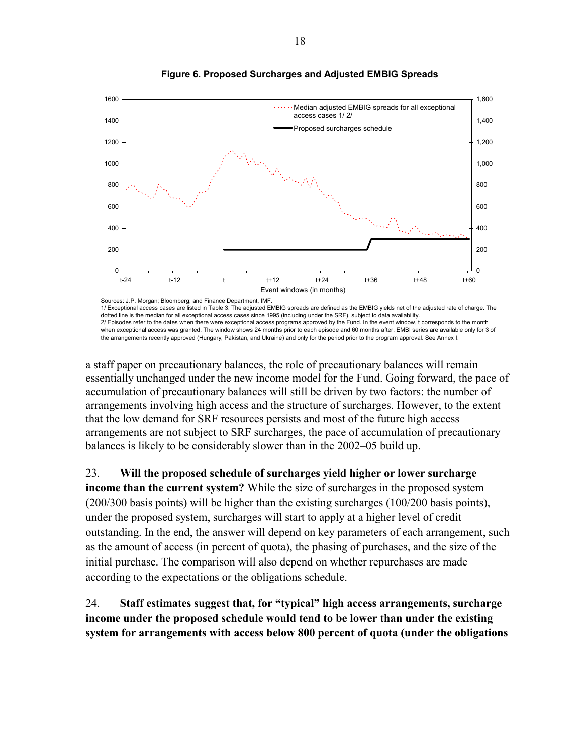**Figure 6. Proposed Surcharges and Adjusted EMBIG Spreads**

Sources: J.P. Morgan; Bloomberg; and Finance Department, IMF.
1/ Exceptional access cases are listed in Table 3. The adjusted EMBIG spreads are defined as the EMBIG yields net of the adjusted rate of charge. The dotted line is the median for all exceptional access cases since 1995 (including under the SRF), subject to data availability.
2/ Episodes refer to the dates when there were exceptional access programs approved by the Fund. In the event window, t corresponds to the month when exceptional access was granted. The window shows 24 months prior to each episode and 60 months after. EMBI series are available only for 3 of the arrangements recently approved (Hungary, Pakistan, and Ukraine) and only for the period prior to the program approval. See Annex I.

a staff paper on precautionary balances, the role of precautionary balances will remain essentially unchanged under the new income model for the Fund. Going forward, the pace of accumulation of precautionary balances will still be driven by two factors: the number of arrangements involving high access and the structure of surcharges. However, to the extent that the low demand for SRF resources persists and most of the future high access arrangements are not subject to SRF surcharges, the pace of accumulation of precautionary balances is likely to be considerably slower than in the 2002–05 build up.

23. **Will the proposed schedule of surcharges yield higher or lower surcharge income than the current system?** While the size of surcharges in the proposed system (200/300 basis points) will be higher than the existing surcharges (100/200 basis points), under the proposed system, surcharges will start to apply at a higher level of credit outstanding. In the end, the answer will depend on key parameters of each arrangement, such as the amount of access (in percent of quota), the phasing of purchases, and the size of the initial purchase. The comparison will also depend on whether repurchases are made according to the expectations or the obligations schedule.

24. **Staff estimates suggest that, for "typical" high access arrangements, surcharge income under the proposed schedule would tend to be lower than under the existing system for arrangements with access below 800 percent of quota (under the obligations**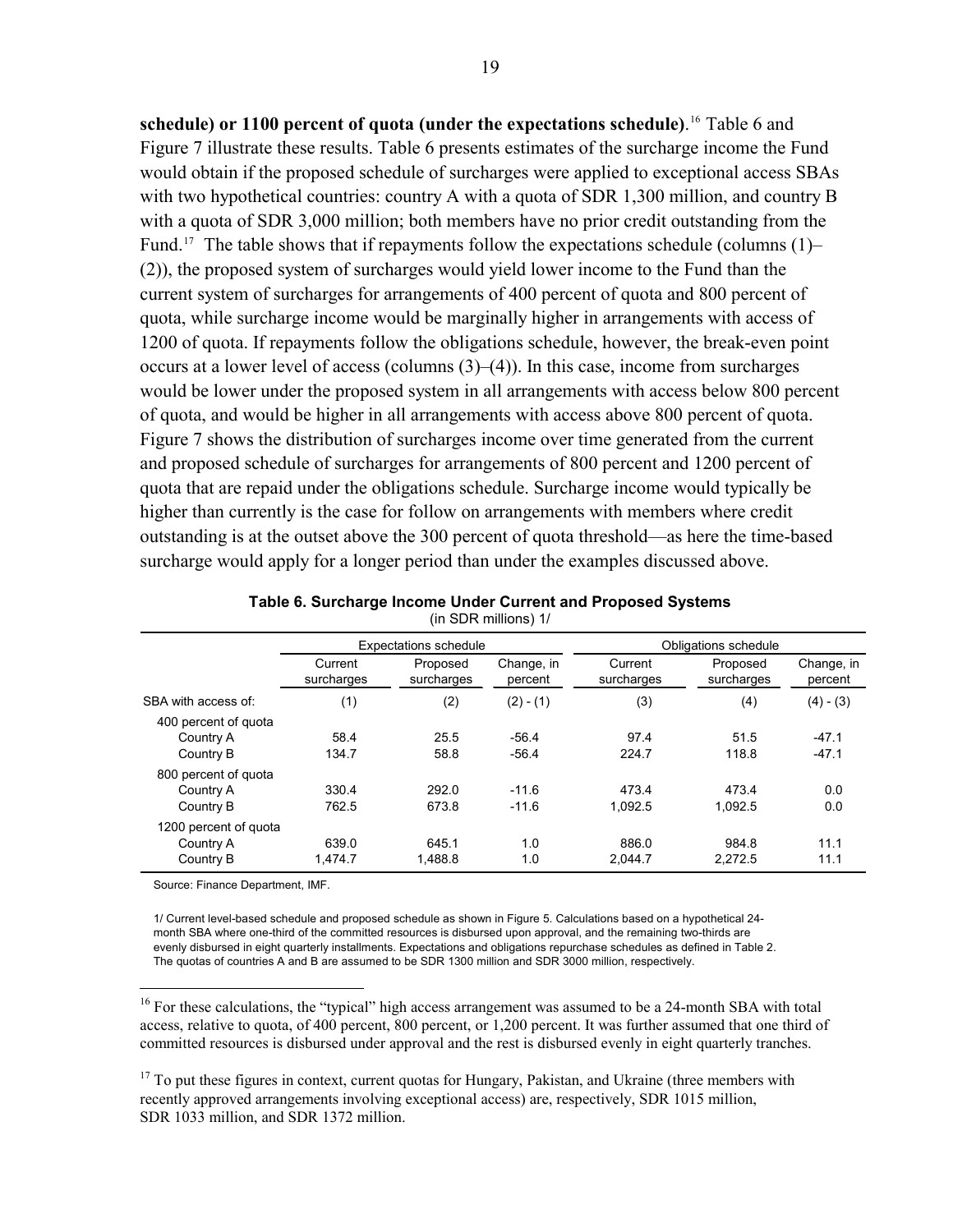**schedule) or 1100 percent of quota (under the expectations schedule)**.[16] Table 6 and Figure 7 illustrate these results. Table 6 presents estimates of the surcharge income the Fund would obtain if the proposed schedule of surcharges were applied to exceptional access SBAs with two hypothetical countries: country A with a quota of SDR 1,300 million, and country B with a quota of SDR 3,000 million; both members have no prior credit outstanding from the Fund.[17] The table shows that if repayments follow the expectations schedule (columns (1)–(2)), the proposed system of surcharges would yield lower income to the Fund than the current system of surcharges for arrangements of 400 percent of quota and 800 percent of quota, while surcharge income would be marginally higher in arrangements with access of 1200 of quota. If repayments follow the obligations schedule, however, the break-even point occurs at a lower level of access (columns (3)–(4)). In this case, income from surcharges would be lower under the proposed system in all arrangements with access below 800 percent of quota, and would be higher in all arrangements with access above 800 percent of quota. Figure 7 shows the distribution of surcharges income over time generated from the current and proposed schedule of surcharges for arrangements of 800 percent and 1200 percent of quota that are repaid under the obligations schedule. Surcharge income would typically be higher than currently is the case for follow on arrangements with members where credit outstanding is at the outset above the 300 percent of quota threshold—as here the time-based surcharge would apply for a longer period than under the examples discussed above.

**Table 6. Surcharge Income Under Current and Proposed Systems**
(in SDR millions) 1/

| | Expectations schedule | | | Obligations schedule | | |
|---|---|---|---|---|---|---|
| | Current surcharges | Proposed surcharges | Change, in percent | Current surcharges | Proposed surcharges | Change, in percent |
| SBA with access of: | (1) | (2) | (2) - (1) | (3) | (4) | (4) - (3) |
| 400 percent of quota | | | | | | |
| Country A | 58.4 | 25.5 | -56.4 | 97.4 | 51.5 | -47.1 |
| Country B | 134.7 | 58.8 | -56.4 | 224.7 | 118.8 | -47.1 |
| 800 percent of quota | | | | | | |
| Country A | 330.4 | 292.0 | -11.6 | 473.4 | 473.4 | 0.0 |
| Country B | 762.5 | 673.8 | -11.6 | 1,092.5 | 1,092.5 | 0.0 |
| 1200 percent of quota | | | | | | |
| Country A | 639.0 | 645.1 | 1.0 | 886.0 | 984.8 | 11.1 |
| Country B | 1,474.7 | 1,488.8 | 1.0 | 2,044.7 | 2,272.5 | 11.1 |

Source: Finance Department, IMF.

1/ Current level-based schedule and proposed schedule as shown in Figure 5. Calculations based on a hypothetical 24-month SBA where one-third of the committed resources is disbursed upon approval, and the remaining two-thirds are evenly disbursed in eight quarterly installments. Expectations and obligations repurchase schedules as defined in Table 2. The quotas of countries A and B are assumed to be SDR 1300 million and SDR 3000 million, respectively.

[16] For these calculations, the "typical" high access arrangement was assumed to be a 24-month SBA with total access, relative to quota, of 400 percent, 800 percent, or 1,200 percent. It was further assumed that one third of committed resources is disbursed under approval and the rest is disbursed evenly in eight quarterly tranches.

[17] To put these figures in context, current quotas for Hungary, Pakistan, and Ukraine (three members with recently approved arrangements involving exceptional access) are, respectively, SDR 1015 million, SDR 1033 million, and SDR 1372 million.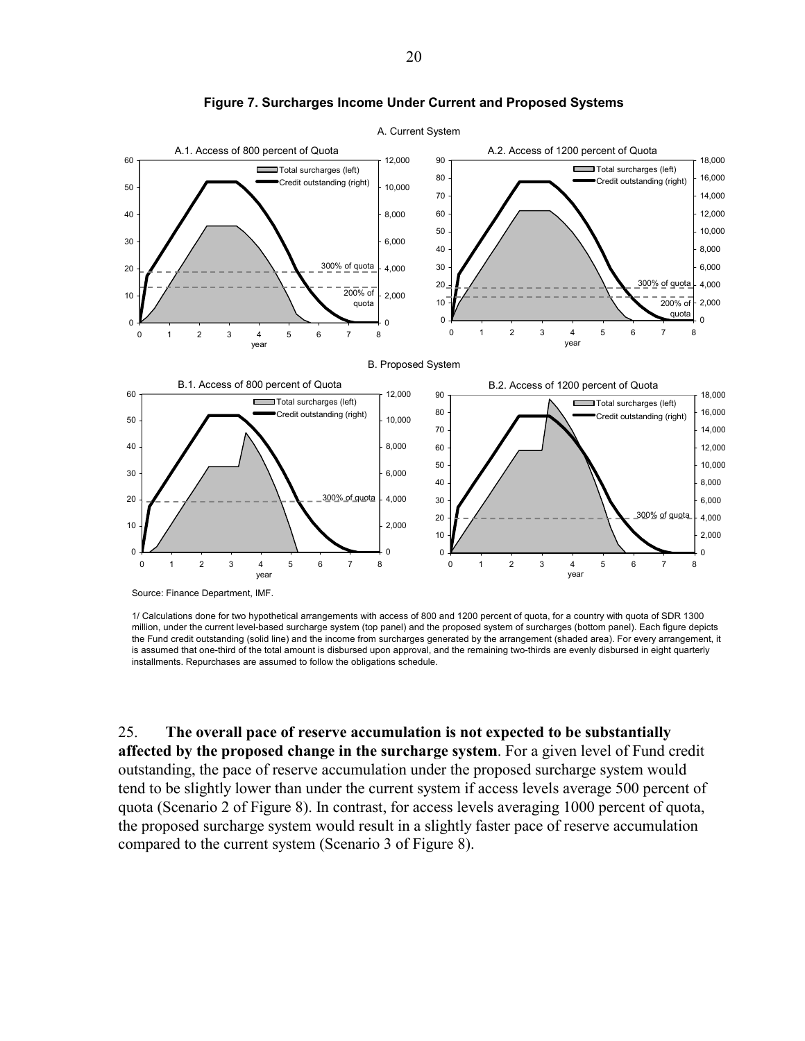**Figure 7. Surcharges Income Under Current and Proposed Systems**

Source: Finance Department, IMF.

1/ Calculations done for two hypothetical arrangements with access of 800 and 1200 percent of quota, for a country with quota of SDR 1300 million, under the current level-based surcharge system (top panel) and the proposed system of surcharges (bottom panel). Each figure depicts the Fund credit outstanding (solid line) and the income from surcharges generated by the arrangement (shaded area). For every arrangement, it is assumed that one-third of the total amount is disbursed upon approval, and the remaining two-thirds are evenly disbursed in eight quarterly installments. Repurchases are assumed to follow the obligations schedule.

25. **The overall pace of reserve accumulation is not expected to be substantially affected by the proposed change in the surcharge system**. For a given level of Fund credit outstanding, the pace of reserve accumulation under the proposed surcharge system would tend to be slightly lower than under the current system if access levels average 500 percent of quota (Scenario 2 of Figure 8). In contrast, for access levels averaging 1000 percent of quota, the proposed surcharge system would result in a slightly faster pace of reserve accumulation compared to the current system (Scenario 3 of Figure 8).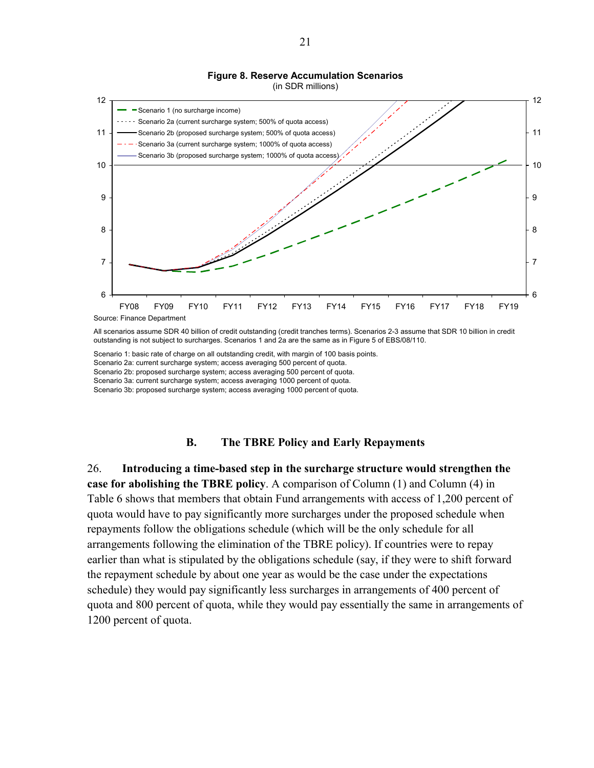**Figure 8. Reserve Accumulation Scenarios**
(in SDR millions)

Source: Finance Department

All scenarios assume SDR 40 billion of credit outstanding (credit tranches terms). Scenarios 2-3 assume that SDR 10 billion in credit outstanding is not subject to surcharges. Scenarios 1 and 2a are the same as in Figure 5 of EBS/08/110.

Scenario 1: basic rate of charge on all outstanding credit, with margin of 100 basis points.
Scenario 2a: current surcharge system; access averaging 500 percent of quota.
Scenario 2b: proposed surcharge system; access averaging 500 percent of quota.
Scenario 3a: current surcharge system; access averaging 1000 percent of quota.
Scenario 3b: proposed surcharge system; access averaging 1000 percent of quota.

## B. The TBRE Policy and Early Repayments

26. **Introducing a time-based step in the surcharge structure would strengthen the case for abolishing the TBRE policy**. A comparison of Column (1) and Column (4) in Table 6 shows that members that obtain Fund arrangements with access of 1,200 percent of quota would have to pay significantly more surcharges under the proposed schedule when repayments follow the obligations schedule (which will be the only schedule for all arrangements following the elimination of the TBRE policy). If countries were to repay earlier than what is stipulated by the obligations schedule (say, if they were to shift forward the repayment schedule by about one year as would be the case under the expectations schedule) they would pay significantly less surcharges in arrangements of 400 percent of quota and 800 percent of quota, while they would pay essentially the same in arrangements of 1200 percent of quota.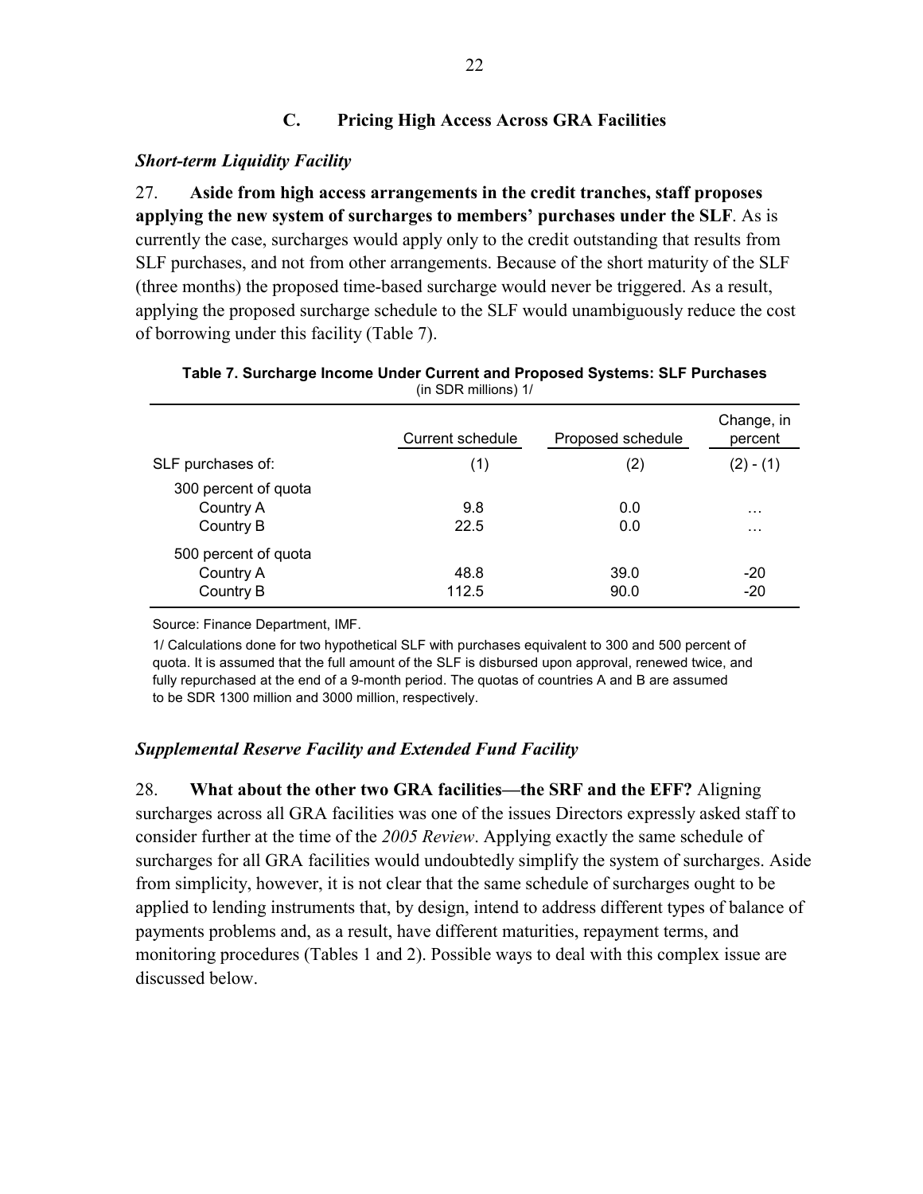### C. Pricing High Access Across GRA Facilities

#### *Short-term Liquidity Facility*

27. **Aside from high access arrangements in the credit tranches, staff proposes applying the new system of surcharges to members' purchases under the SLF**. As is currently the case, surcharges would apply only to the credit outstanding that results from SLF purchases, and not from other arrangements. Because of the short maturity of the SLF (three months) the proposed time-based surcharge would never be triggered. As a result, applying the proposed surcharge schedule to the SLF would unambiguously reduce the cost of borrowing under this facility (Table 7).

**Table 7. Surcharge Income Under Current and Proposed Systems: SLF Purchases**
(in SDR millions) 1/

| | Current schedule | Proposed schedule | Change, in percent |
|---|---|---|---|
| SLF purchases of: | (1) | (2) | (2) - (1) |
| 300 percent of quota | | | |
| Country A | 9.8 | 0.0 | … |
| Country B | 22.5 | 0.0 | … |
| 500 percent of quota | | | |
| Country A | 48.8 | 39.0 | -20 |
| Country B | 112.5 | 90.0 | -20 |

Source: Finance Department, IMF.

1/ Calculations done for two hypothetical SLF with purchases equivalent to 300 and 500 percent of quota. It is assumed that the full amount of the SLF is disbursed upon approval, renewed twice, and fully repurchased at the end of a 9-month period. The quotas of countries A and B are assumed to be SDR 1300 million and 3000 million, respectively.

#### *Supplemental Reserve Facility and Extended Fund Facility*

28. **What about the other two GRA facilities—the SRF and the EFF?** Aligning surcharges across all GRA facilities was one of the issues Directors expressly asked staff to consider further at the time of the *2005 Review*. Applying exactly the same schedule of surcharges for all GRA facilities would undoubtedly simplify the system of surcharges. Aside from simplicity, however, it is not clear that the same schedule of surcharges ought to be applied to lending instruments that, by design, intend to address different types of balance of payments problems and, as a result, have different maturities, repayment terms, and monitoring procedures (Tables 1 and 2). Possible ways to deal with this complex issue are discussed below.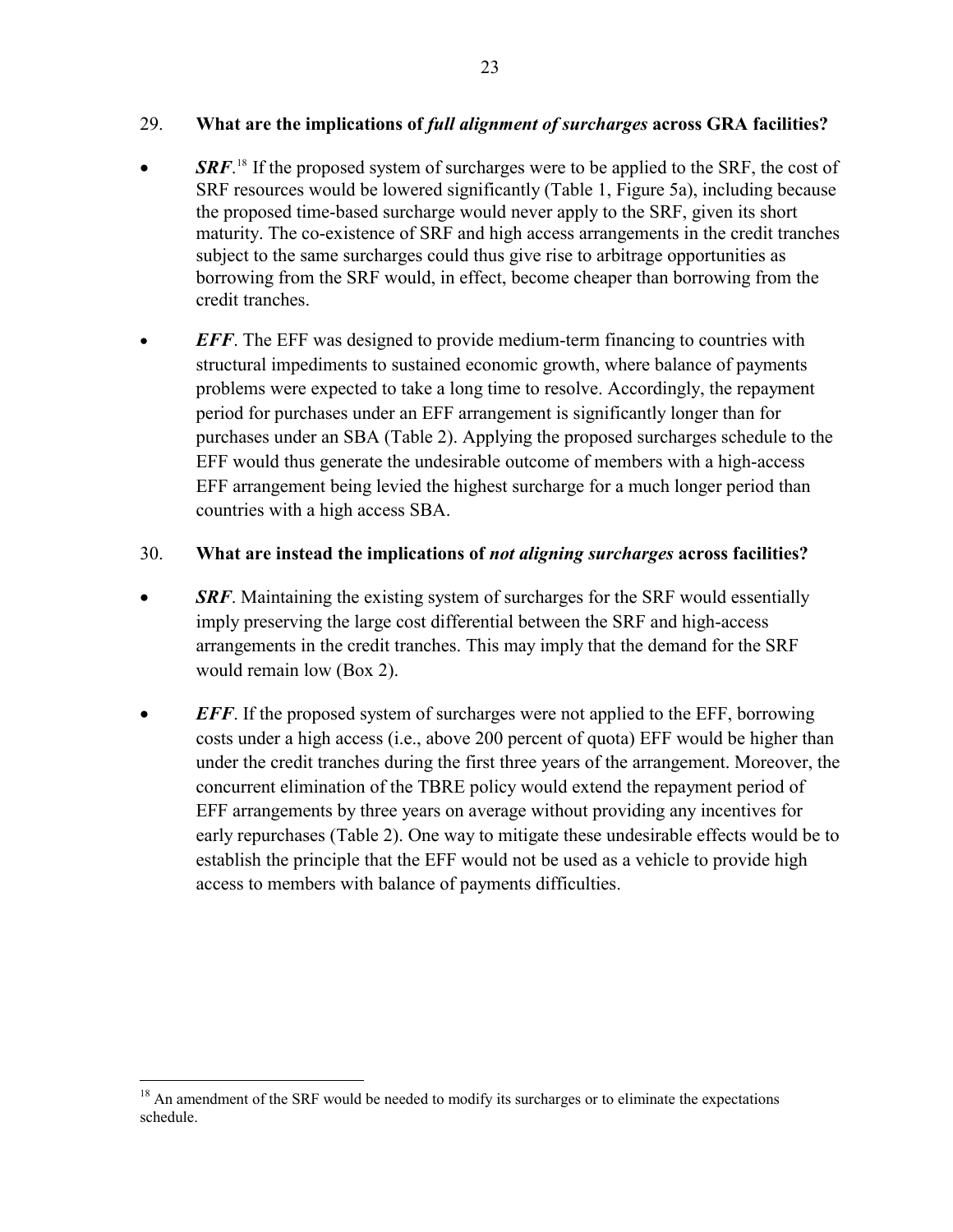29. **What are the implications of *full alignment of surcharges* across GRA facilities?**

- ***SRF***.[18] If the proposed system of surcharges were to be applied to the SRF, the cost of SRF resources would be lowered significantly (Table 1, Figure 5a), including because the proposed time-based surcharge would never apply to the SRF, given its short maturity. The co-existence of SRF and high access arrangements in the credit tranches subject to the same surcharges could thus give rise to arbitrage opportunities as borrowing from the SRF would, in effect, become cheaper than borrowing from the credit tranches.

- ***EFF***. The EFF was designed to provide medium-term financing to countries with structural impediments to sustained economic growth, where balance of payments problems were expected to take a long time to resolve. Accordingly, the repayment period for purchases under an EFF arrangement is significantly longer than for purchases under an SBA (Table 2). Applying the proposed surcharges schedule to the EFF would thus generate the undesirable outcome of members with a high-access EFF arrangement being levied the highest surcharge for a much longer period than countries with a high access SBA.

30. **What are instead the implications of *not aligning surcharges* across facilities?**

- ***SRF***. Maintaining the existing system of surcharges for the SRF would essentially imply preserving the large cost differential between the SRF and high-access arrangements in the credit tranches. This may imply that the demand for the SRF would remain low (Box 2).

- ***EFF***. If the proposed system of surcharges were not applied to the EFF, borrowing costs under a high access (i.e., above 200 percent of quota) EFF would be higher than under the credit tranches during the first three years of the arrangement. Moreover, the concurrent elimination of the TBRE policy would extend the repayment period of EFF arrangements by three years on average without providing any incentives for early repurchases (Table 2). One way to mitigate these undesirable effects would be to establish the principle that the EFF would not be used as a vehicle to provide high access to members with balance of payments difficulties.

[18] An amendment of the SRF would be needed to modify its surcharges or to eliminate the expectations schedule.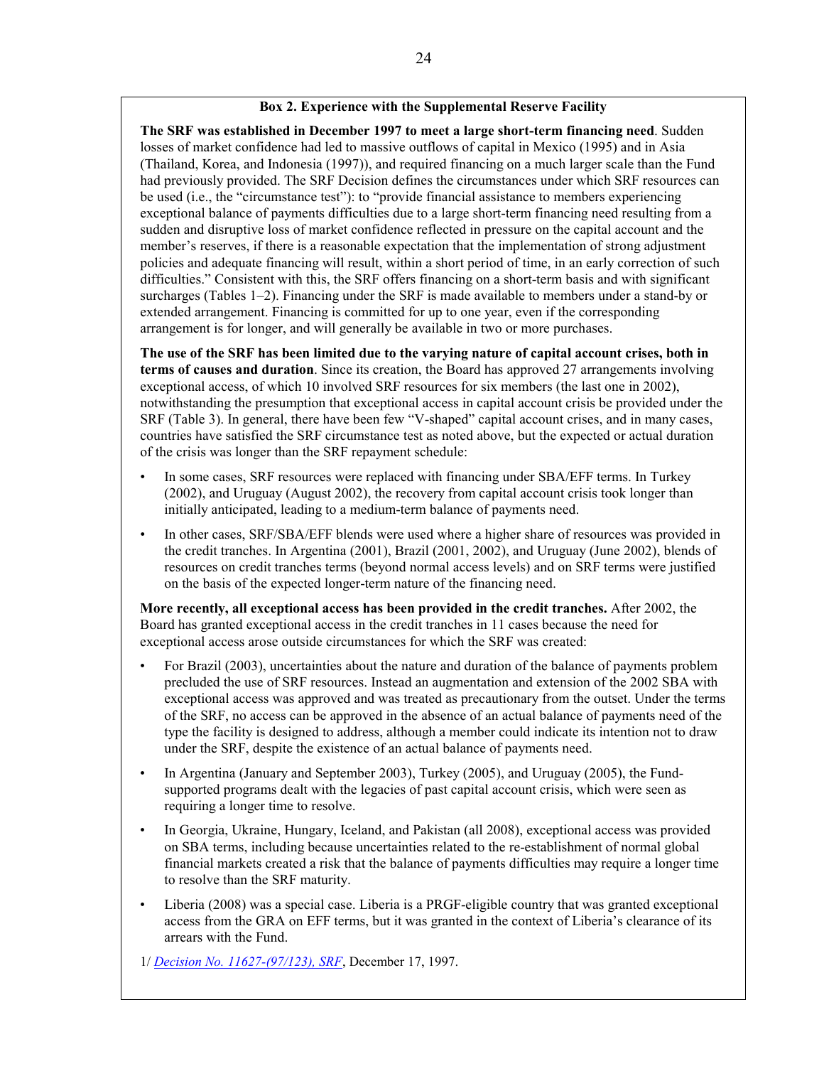### Box 2. Experience with the Supplemental Reserve Facility

**The SRF was established in December 1997 to meet a large short-term financing need**. Sudden losses of market confidence had led to massive outflows of capital in Mexico (1995) and in Asia (Thailand, Korea, and Indonesia (1997)), and required financing on a much larger scale than the Fund had previously provided. The SRF Decision defines the circumstances under which SRF resources can be used (i.e., the "circumstance test"): to "provide financial assistance to members experiencing exceptional balance of payments difficulties due to a large short-term financing need resulting from a sudden and disruptive loss of market confidence reflected in pressure on the capital account and the member's reserves, if there is a reasonable expectation that the implementation of strong adjustment policies and adequate financing will result, within a short period of time, in an early correction of such difficulties." Consistent with this, the SRF offers financing on a short-term basis and with significant surcharges (Tables 1–2). Financing under the SRF is made available to members under a stand-by or extended arrangement. Financing is committed for up to one year, even if the corresponding arrangement is for longer, and will generally be available in two or more purchases.

**The use of the SRF has been limited due to the varying nature of capital account crises, both in terms of causes and duration**. Since its creation, the Board has approved 27 arrangements involving exceptional access, of which 10 involved SRF resources for six members (the last one in 2002), notwithstanding the presumption that exceptional access in capital account crisis be provided under the SRF (Table 3). In general, there have been few "V-shaped" capital account crises, and in many cases, countries have satisfied the SRF circumstance test as noted above, but the expected or actual duration of the crisis was longer than the SRF repayment schedule:

- In some cases, SRF resources were replaced with financing under SBA/EFF terms. In Turkey (2002), and Uruguay (August 2002), the recovery from capital account crisis took longer than initially anticipated, leading to a medium-term balance of payments need.
- In other cases, SRF/SBA/EFF blends were used where a higher share of resources was provided in the credit tranches. In Argentina (2001), Brazil (2001, 2002), and Uruguay (June 2002), blends of resources on credit tranches terms (beyond normal access levels) and on SRF terms were justified on the basis of the expected longer-term nature of the financing need.

**More recently, all exceptional access has been provided in the credit tranches.** After 2002, the Board has granted exceptional access in the credit tranches in 11 cases because the need for exceptional access arose outside circumstances for which the SRF was created:

- For Brazil (2003), uncertainties about the nature and duration of the balance of payments problem precluded the use of SRF resources. Instead an augmentation and extension of the 2002 SBA with exceptional access was approved and was treated as precautionary from the outset. Under the terms of the SRF, no access can be approved in the absence of an actual balance of payments need of the type the facility is designed to address, although a member could indicate its intention not to draw under the SRF, despite the existence of an actual balance of payments need.
- In Argentina (January and September 2003), Turkey (2005), and Uruguay (2005), the Fund-supported programs dealt with the legacies of past capital account crisis, which were seen as requiring a longer time to resolve.
- In Georgia, Ukraine, Hungary, Iceland, and Pakistan (all 2008), exceptional access was provided on SBA terms, including because uncertainties related to the re-establishment of normal global financial markets created a risk that the balance of payments difficulties may require a longer time to resolve than the SRF maturity.
- Liberia (2008) was a special case. Liberia is a PRGF-eligible country that was granted exceptional access from the GRA on EFF terms, but it was granted in the context of Liberia's clearance of its arrears with the Fund.

1/ *Decision No. 11627-(97/123), SRF*, December 17, 1997.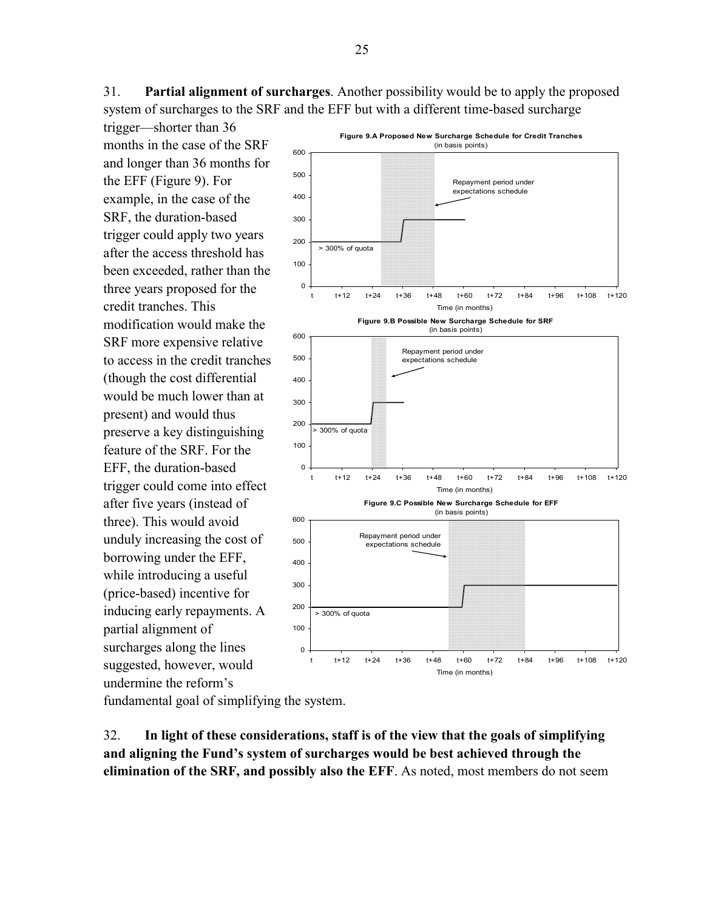31. **Partial alignment of surcharges**. Another possibility would be to apply the proposed system of surcharges to the SRF and the EFF but with a different time-based surcharge trigger—shorter than 36 months in the case of the SRF and longer than 36 months for the EFF (Figure 9). For example, in the case of the SRF, the duration-based trigger could apply two years after the access threshold has been exceeded, rather than the three years proposed for the credit tranches. This modification would make the SRF more expensive relative to access in the credit tranches (though the cost differential would be much lower than at present) and would thus preserve a key distinguishing feature of the SRF. For the EFF, the duration-based trigger could come into effect after five years (instead of three). This would avoid unduly increasing the cost of borrowing under the EFF, while introducing a useful (price-based) incentive for inducing early repayments. A partial alignment of surcharges along the lines suggested, however, would undermine the reform's fundamental goal of simplifying the system.

**Figure 9.A Proposed New Surcharge Schedule for Credit Tranches** (in basis points)

**Figure 9.B Possible New Surcharge Schedule for SRF** (in basis points)

**Figure 9.C Possible New Surcharge Schedule for EFF** (in basis points)

32. **In light of these considerations, staff is of the view that the goals of simplifying and aligning the Fund's system of surcharges would be best achieved through the elimination of the SRF, and possibly also the EFF**. As noted, most members do not seem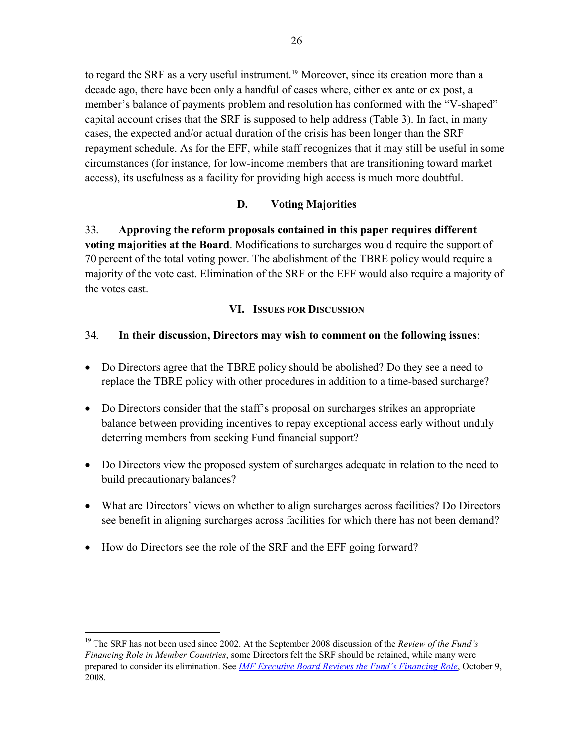to regard the SRF as a very useful instrument.[19] Moreover, since its creation more than a decade ago, there have been only a handful of cases where, either ex ante or ex post, a member's balance of payments problem and resolution has conformed with the "V-shaped" capital account crises that the SRF is supposed to help address (Table 3). In fact, in many cases, the expected and/or actual duration of the crisis has been longer than the SRF repayment schedule. As for the EFF, while staff recognizes that it may still be useful in some circumstances (for instance, for low-income members that are transitioning toward market access), its usefulness as a facility for providing high access is much more doubtful.

### D. Voting Majorities

33. **Approving the reform proposals contained in this paper requires different voting majorities at the Board**. Modifications to surcharges would require the support of 70 percent of the total voting power. The abolishment of the TBRE policy would require a majority of the vote cast. Elimination of the SRF or the EFF would also require a majority of the votes cast.

## VI. Issues for Discussion

34. **In their discussion, Directors may wish to comment on the following issues**:

- Do Directors agree that the TBRE policy should be abolished? Do they see a need to replace the TBRE policy with other procedures in addition to a time-based surcharge?
- Do Directors consider that the staff's proposal on surcharges strikes an appropriate balance between providing incentives to repay exceptional access early without unduly deterring members from seeking Fund financial support?
- Do Directors view the proposed system of surcharges adequate in relation to the need to build precautionary balances?
- What are Directors' views on whether to align surcharges across facilities? Do Directors see benefit in aligning surcharges across facilities for which there has not been demand?
- How do Directors see the role of the SRF and the EFF going forward?

---

[19] The SRF has not been used since 2002. At the September 2008 discussion of the *Review of the Fund's Financing Role in Member Countries*, some Directors felt the SRF should be retained, while many were prepared to consider its elimination. See *IMF Executive Board Reviews the Fund's Financing Role*, October 9, 2008.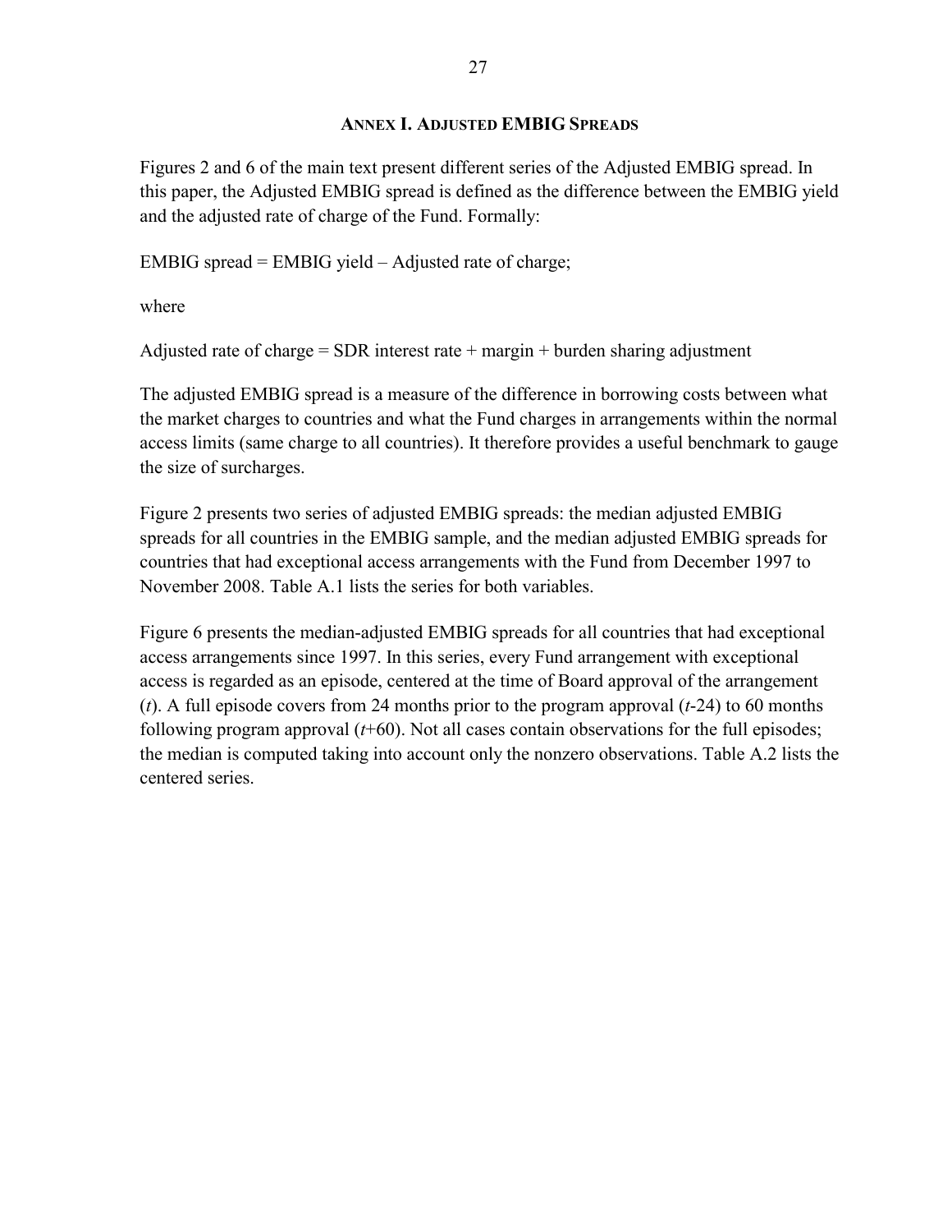# Annex I. Adjusted EMBIG Spreads

Figures 2 and 6 of the main text present different series of the Adjusted EMBIG spread. In this paper, the Adjusted EMBIG spread is defined as the difference between the EMBIG yield and the adjusted rate of charge of the Fund. Formally:

EMBIG spread = EMBIG yield – Adjusted rate of charge;

where

Adjusted rate of charge = SDR interest rate + margin + burden sharing adjustment

The adjusted EMBIG spread is a measure of the difference in borrowing costs between what the market charges to countries and what the Fund charges in arrangements within the normal access limits (same charge to all countries). It therefore provides a useful benchmark to gauge the size of surcharges.

Figure 2 presents two series of adjusted EMBIG spreads: the median adjusted EMBIG spreads for all countries in the EMBIG sample, and the median adjusted EMBIG spreads for countries that had exceptional access arrangements with the Fund from December 1997 to November 2008. Table A.1 lists the series for both variables.

Figure 6 presents the median-adjusted EMBIG spreads for all countries that had exceptional access arrangements since 1997. In this series, every Fund arrangement with exceptional access is regarded as an episode, centered at the time of Board approval of the arrangement ($t$). A full episode covers from 24 months prior to the program approval ($t$-24) to 60 months following program approval ($t$+60). Not all cases contain observations for the full episodes; the median is computed taking into account only the nonzero observations. Table A.2 lists the centered series.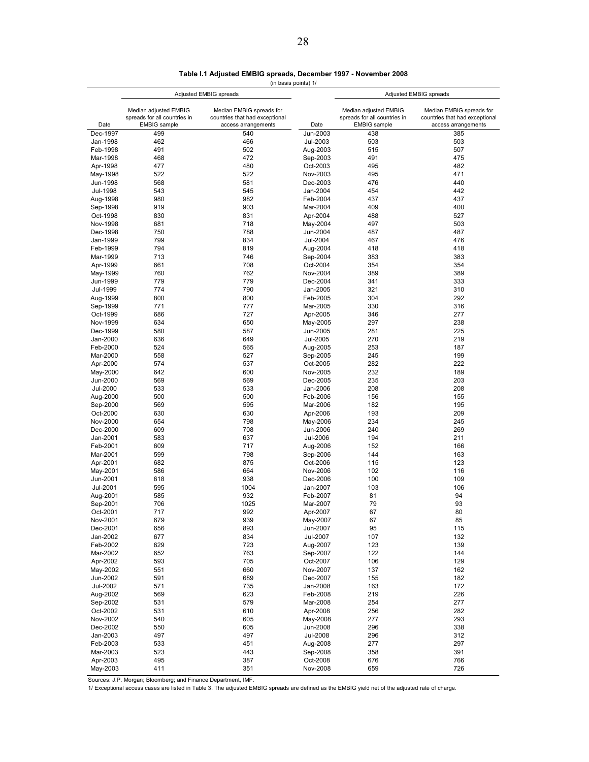**Table I.1 Adjusted EMBIG spreads, December 1997 - November 2008**

(in basis points) 1/

| | Adjusted EMBIG spreads | | | Adjusted EMBIG spreads | |
|---|---|---|---|---|---|
| Date | Median adjusted EMBIG spreads for all countries in EMBIG sample | Median EMBIG spreads for countries that had exceptional access arrangements | Date | Median adjusted EMBIG spreads for all countries in EMBIG sample | Median EMBIG spreads for countries that had exceptional access arrangements |
| Dec-1997 | 499 | 540 | Jun-2003 | 438 | 385 |
| Jan-1998 | 462 | 466 | Jul-2003 | 503 | 503 |
| Feb-1998 | 491 | 502 | Aug-2003 | 515 | 507 |
| Mar-1998 | 468 | 472 | Sep-2003 | 491 | 475 |
| Apr-1998 | 477 | 480 | Oct-2003 | 495 | 482 |
| May-1998 | 522 | 522 | Nov-2003 | 495 | 471 |
| Jun-1998 | 568 | 581 | Dec-2003 | 476 | 440 |
| Jul-1998 | 543 | 545 | Jan-2004 | 454 | 442 |
| Aug-1998 | 980 | 982 | Feb-2004 | 437 | 437 |
| Sep-1998 | 919 | 903 | Mar-2004 | 409 | 400 |
| Oct-1998 | 830 | 831 | Apr-2004 | 488 | 527 |
| Nov-1998 | 681 | 718 | May-2004 | 497 | 503 |
| Dec-1998 | 750 | 788 | Jun-2004 | 487 | 487 |
| Jan-1999 | 799 | 834 | Jul-2004 | 467 | 476 |
| Feb-1999 | 794 | 819 | Aug-2004 | 418 | 418 |
| Mar-1999 | 713 | 746 | Sep-2004 | 383 | 383 |
| Apr-1999 | 661 | 708 | Oct-2004 | 354 | 354 |
| May-1999 | 760 | 762 | Nov-2004 | 389 | 389 |
| Jun-1999 | 779 | 779 | Dec-2004 | 341 | 333 |
| Jul-1999 | 774 | 790 | Jan-2005 | 321 | 310 |
| Aug-1999 | 800 | 800 | Feb-2005 | 304 | 292 |
| Sep-1999 | 771 | 777 | Mar-2005 | 330 | 316 |
| Oct-1999 | 686 | 727 | Apr-2005 | 346 | 277 |
| Nov-1999 | 634 | 650 | May-2005 | 297 | 238 |
| Dec-1999 | 580 | 587 | Jun-2005 | 281 | 225 |
| Jan-2000 | 636 | 649 | Jul-2005 | 270 | 219 |
| Feb-2000 | 524 | 565 | Aug-2005 | 253 | 187 |
| Mar-2000 | 558 | 527 | Sep-2005 | 245 | 199 |
| Apr-2000 | 574 | 537 | Oct-2005 | 282 | 222 |
| May-2000 | 642 | 600 | Nov-2005 | 232 | 189 |
| Jun-2000 | 569 | 569 | Dec-2005 | 235 | 203 |
| Jul-2000 | 533 | 533 | Jan-2006 | 208 | 208 |
| Aug-2000 | 500 | 500 | Feb-2006 | 156 | 155 |
| Sep-2000 | 569 | 595 | Mar-2006 | 182 | 195 |
| Oct-2000 | 630 | 630 | Apr-2006 | 193 | 209 |
| Nov-2000 | 654 | 798 | May-2006 | 234 | 245 |
| Dec-2000 | 609 | 708 | Jun-2006 | 240 | 269 |
| Jan-2001 | 583 | 637 | Jul-2006 | 194 | 211 |
| Feb-2001 | 609 | 717 | Aug-2006 | 152 | 166 |
| Mar-2001 | 599 | 798 | Sep-2006 | 144 | 163 |
| Apr-2001 | 682 | 875 | Oct-2006 | 115 | 123 |
| May-2001 | 586 | 664 | Nov-2006 | 102 | 116 |
| Jun-2001 | 618 | 938 | Dec-2006 | 100 | 109 |
| Jul-2001 | 595 | 1004 | Jan-2007 | 103 | 106 |
| Aug-2001 | 585 | 932 | Feb-2007 | 81 | 94 |
| Sep-2001 | 706 | 1025 | Mar-2007 | 79 | 93 |
| Oct-2001 | 717 | 992 | Apr-2007 | 67 | 80 |
| Nov-2001 | 679 | 939 | May-2007 | 67 | 85 |
| Dec-2001 | 656 | 893 | Jun-2007 | 95 | 115 |
| Jan-2002 | 677 | 834 | Jul-2007 | 107 | 132 |
| Feb-2002 | 629 | 723 | Aug-2007 | 123 | 139 |
| Mar-2002 | 652 | 763 | Sep-2007 | 122 | 144 |
| Apr-2002 | 593 | 705 | Oct-2007 | 106 | 129 |
| May-2002 | 551 | 660 | Nov-2007 | 137 | 162 |
| Jun-2002 | 591 | 689 | Dec-2007 | 155 | 182 |
| Jul-2002 | 571 | 735 | Jan-2008 | 163 | 172 |
| Aug-2002 | 569 | 623 | Feb-2008 | 219 | 226 |
| Sep-2002 | 531 | 579 | Mar-2008 | 254 | 277 |
| Oct-2002 | 531 | 610 | Apr-2008 | 256 | 282 |
| Nov-2002 | 540 | 605 | May-2008 | 277 | 293 |
| Dec-2002 | 550 | 605 | Jun-2008 | 296 | 338 |
| Jan-2003 | 497 | 497 | Jul-2008 | 296 | 312 |
| Feb-2003 | 533 | 451 | Aug-2008 | 277 | 297 |
| Mar-2003 | 523 | 443 | Sep-2008 | 358 | 391 |
| Apr-2003 | 495 | 387 | Oct-2008 | 676 | 766 |
| May-2003 | 411 | 351 | Nov-2008 | 659 | 726 |

Sources: J.P. Morgan; Bloomberg; and Finance Department, IMF.

1/ Exceptional access cases are listed in Table 3. The adjusted EMBIG spreads are defined as the EMBIG yield net of the adjusted rate of charge.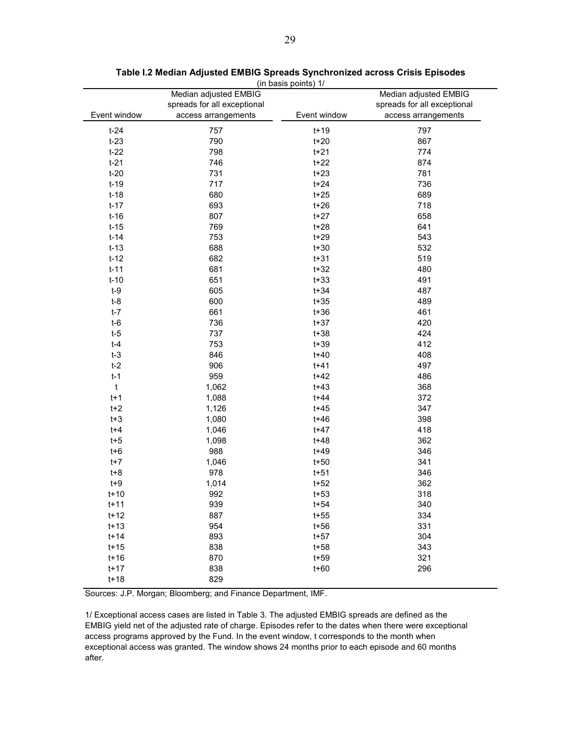**Table I.2 Median Adjusted EMBIG Spreads Synchronized across Crisis Episodes**

(in basis points) 1/

| Event window | Median adjusted EMBIG spreads for all exceptional access arrangements | Event window | Median adjusted EMBIG spreads for all exceptional access arrangements |
|---|---|---|---|
| t-24 | 757 | t+19 | 797 |
| t-23 | 790 | t+20 | 867 |
| t-22 | 798 | t+21 | 774 |
| t-21 | 746 | t+22 | 874 |
| t-20 | 731 | t+23 | 781 |
| t-19 | 717 | t+24 | 736 |
| t-18 | 680 | t+25 | 689 |
| t-17 | 693 | t+26 | 718 |
| t-16 | 807 | t+27 | 658 |
| t-15 | 769 | t+28 | 641 |
| t-14 | 753 | t+29 | 543 |
| t-13 | 688 | t+30 | 532 |
| t-12 | 682 | t+31 | 519 |
| t-11 | 681 | t+32 | 480 |
| t-10 | 651 | t+33 | 491 |
| t-9 | 605 | t+34 | 487 |
| t-8 | 600 | t+35 | 489 |
| t-7 | 661 | t+36 | 461 |
| t-6 | 736 | t+37 | 420 |
| t-5 | 737 | t+38 | 424 |
| t-4 | 753 | t+39 | 412 |
| t-3 | 846 | t+40 | 408 |
| t-2 | 906 | t+41 | 497 |
| t-1 | 959 | t+42 | 486 |
| t | 1,062 | t+43 | 368 |
| t+1 | 1,088 | t+44 | 372 |
| t+2 | 1,126 | t+45 | 347 |
| t+3 | 1,080 | t+46 | 398 |
| t+4 | 1,046 | t+47 | 418 |
| t+5 | 1,098 | t+48 | 362 |
| t+6 | 988 | t+49 | 346 |
| t+7 | 1,046 | t+50 | 341 |
| t+8 | 978 | t+51 | 346 |
| t+9 | 1,014 | t+52 | 362 |
| t+10 | 992 | t+53 | 318 |
| t+11 | 939 | t+54 | 340 |
| t+12 | 887 | t+55 | 334 |
| t+13 | 954 | t+56 | 331 |
| t+14 | 893 | t+57 | 304 |
| t+15 | 838 | t+58 | 343 |
| t+16 | 870 | t+59 | 321 |
| t+17 | 838 | t+60 | 296 |
| t+18 | 829 | | |

Sources: J.P. Morgan; Bloomberg; and Finance Department, IMF.

1/ Exceptional access cases are listed in Table 3. The adjusted EMBIG spreads are defined as the EMBIG yield net of the adjusted rate of charge. Episodes refer to the dates when there were exceptional access programs approved by the Fund. In the event window, t corresponds to the month when exceptional access was granted. The window shows 24 months prior to each episode and 60 months after.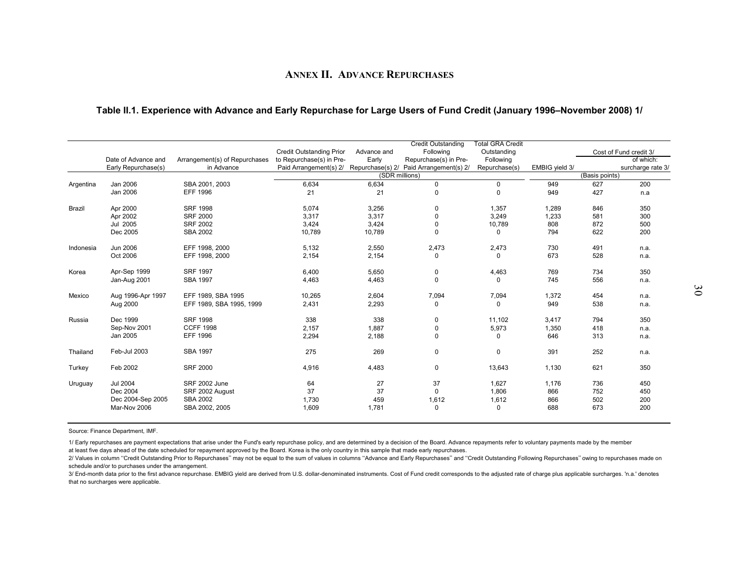# ANNEX II. ADVANCE REPURCHASES

### Table II.1. Experience with Advance and Early Repurchase for Large Users of Fund Credit (January 1996–November 2008) 1/

| | Date of Advance and Early Repurchase(s) | Arrangement(s) of Repurchases in Advance | Credit Outstanding Prior to Repurchase(s) in Pre-Paid Arrangement(s) 2/ | Advance and Early Repurchase(s) 2/ | Credit Outstanding Following Repurchase(s) in Pre-Paid Arrangement(s) 2/ | Total GRA Credit Outstanding Following Repurchase(s) | EMBIG yield 3/ | Cost of Fund credit 3/ | of which: surcharge rate 3/ |
|---|---|---|---|---|---|---|---|---|---|
| | | | (SDR millions) | | | | | (Basis points) | |
| Argentina | Jan 2006 | SBA 2001, 2003 | 6,634 | 6,634 | 0 | 0 | 949 | 627 | 200 |
| | Jan 2006 | EFF 1996 | 21 | 21 | 0 | 0 | 949 | 427 | n.a |
| Brazil | Apr 2000 | SRF 1998 | 5,074 | 3,256 | 0 | 1,357 | 1,289 | 846 | 350 |
| | Apr 2002 | SRF 2000 | 3,317 | 3,317 | 0 | 3,249 | 1,233 | 581 | 300 |
| | Jul 2005 | SRF 2002 | 3,424 | 3,424 | 0 | 10,789 | 808 | 872 | 500 |
| | Dec 2005 | SBA 2002 | 10,789 | 10,789 | 0 | 0 | 794 | 622 | 200 |
| Indonesia | Jun 2006 | EFF 1998, 2000 | 5,132 | 2,550 | 2,473 | 2,473 | 730 | 491 | n.a. |
| | Oct 2006 | EFF 1998, 2000 | 2,154 | 2,154 | 0 | 0 | 673 | 528 | n.a. |
| Korea | Apr-Sep 1999 | SRF 1997 | 6,400 | 5,650 | 0 | 4,463 | 769 | 734 | 350 |
| | Jan-Aug 2001 | SBA 1997 | 4,463 | 4,463 | 0 | 0 | 745 | 556 | n.a. |
| Mexico | Aug 1996-Apr 1997 | EFF 1989, SBA 1995 | 10,265 | 2,604 | 7,094 | 7,094 | 1,372 | 454 | n.a. |
| | Aug 2000 | EFF 1989, SBA 1995, 1999 | 2,431 | 2,293 | 0 | 0 | 949 | 538 | n.a. |
| Russia | Dec 1999 | SRF 1998 | 338 | 338 | 0 | 11,102 | 3,417 | 794 | 350 |
| | Sep-Nov 2001 | CCFF 1998 | 2,157 | 1,887 | 0 | 5,973 | 1,350 | 418 | n.a. |
| | Jan 2005 | EFF 1996 | 2,294 | 2,188 | 0 | 0 | 646 | 313 | n.a. |
| Thailand | Feb-Jul 2003 | SBA 1997 | 275 | 269 | 0 | 0 | 391 | 252 | n.a. |
| Turkey | Feb 2002 | SRF 2000 | 4,916 | 4,483 | 0 | 13,643 | 1,130 | 621 | 350 |
| Uruguay | Jul 2004 | SRF 2002 June | 64 | 27 | 37 | 1,627 | 1,176 | 736 | 450 |
| | Dec 2004 | SRF 2002 August | 37 | 37 | 0 | 1,806 | 866 | 752 | 450 |
| | Dec 2004-Sep 2005 | SBA 2002 | 1,730 | 459 | 1,612 | 1,612 | 866 | 502 | 200 |
| | Mar-Nov 2006 | SBA 2002, 2005 | 1,609 | 1,781 | 0 | 0 | 688 | 673 | 200 |

Source: Finance Department, IMF.

1/ Early repurchases are payment expectations that arise under the Fund's early repurchase policy, and are determined by a decision of the Board. Advance repayments refer to voluntary payments made by the member at least five days ahead of the date scheduled for repayment approved by the Board. Korea is the only country in this sample that made early repurchases.

2/ Values in column "Credit Outstanding Prior to Repurchases" may not be equal to the sum of values in columns "Advance and Early Repurchases" and "Credit Outstanding Following Repurchases" owing to repurchases made on schedule and/or to purchases under the arrangement.

3/ End-month data prior to the first advance repurchase. EMBIG yield are derived from U.S. dollar-denominated instruments. Cost of Fund credit corresponds to the adjusted rate of charge plus applicable surcharges. 'n.a.' denotes that no surcharges were applicable.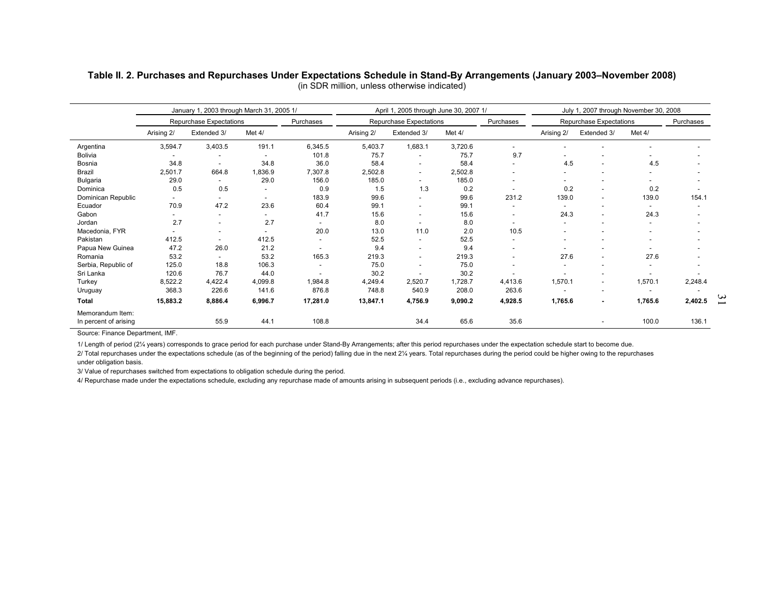**Table II. 2. Purchases and Repurchases Under Expectations Schedule in Stand-By Arrangements (January 2003–November 2008)**
(in SDR million, unless otherwise indicated)

| | January 1, 2003 through March 31, 2005 1/ | | | | April 1, 2005 through June 30, 2007 1/ | | | | July 1, 2007 through November 30, 2008 | | | |
|---|---|---|---|---|---|---|---|---|---|---|---|---|
| | Repurchase Expectations | | | Purchases | Repurchase Expectations | | | Purchases | Repurchase Expectations | | | Purchases |
| | Arising 2/ | Extended 3/ | Met 4/ | | Arising 2/ | Extended 3/ | Met 4/ | | Arising 2/ | Extended 3/ | Met 4/ | |
| Argentina | 3,594.7 | 3,403.5 | 191.1 | 6,345.5 | 5,403.7 | 1,683.1 | 3,720.6 | - | - | - | - | - |
| Bolivia | - | - | - | 101.8 | 75.7 | - | 75.7 | 9.7 | - | - | - | - |
| Bosnia | 34.8 | - | 34.8 | 36.0 | 58.4 | - | 58.4 | - | 4.5 | - | 4.5 | - |
| Brazil | 2,501.7 | 664.8 | 1,836.9 | 7,307.8 | 2,502.8 | - | 2,502.8 | - | - | - | - | - |
| Bulgaria | 29.0 | - | 29.0 | 156.0 | 185.0 | - | 185.0 | - | - | - | - | - |
| Dominica | 0.5 | 0.5 | - | 0.9 | 1.5 | 1.3 | 0.2 | - | 0.2 | - | 0.2 | - |
| Dominican Republic | - | - | - | 183.9 | 99.6 | - | 99.6 | 231.2 | 139.0 | - | 139.0 | 154.1 |
| Ecuador | 70.9 | 47.2 | 23.6 | 60.4 | 99.1 | - | 99.1 | - | - | - | - | - |
| Gabon | - | - | - | 41.7 | 15.6 | - | 15.6 | - | 24.3 | - | 24.3 | - |
| Jordan | 2.7 | - | 2.7 | - | 8.0 | - | 8.0 | - | - | - | - | - |
| Macedonia, FYR | - | - | - | 20.0 | 13.0 | 11.0 | 2.0 | 10.5 | - | - | - | - |
| Pakistan | 412.5 | - | 412.5 | - | 52.5 | - | 52.5 | - | - | - | - | - |
| Papua New Guinea | 47.2 | 26.0 | 21.2 | - | 9.4 | - | 9.4 | - | - | - | - | - |
| Romania | 53.2 | - | 53.2 | 165.3 | 219.3 | - | 219.3 | - | 27.6 | - | 27.6 | - |
| Serbia, Republic of | 125.0 | 18.8 | 106.3 | - | 75.0 | - | 75.0 | - | - | - | - | - |
| Sri Lanka | 120.6 | 76.7 | 44.0 | - | 30.2 | - | 30.2 | - | - | - | - | - |
| Turkey | 8,522.2 | 4,422.4 | 4,099.8 | 1,984.8 | 4,249.4 | 2,520.7 | 1,728.7 | 4,413.6 | 1,570.1 | - | 1,570.1 | 2,248.4 |
| Uruguay | 368.3 | 226.6 | 141.6 | 876.8 | 748.8 | 540.9 | 208.0 | 263.6 | - | - | - | - |
| **Total** | **15,883.2** | **8,886.4** | **6,996.7** | **17,281.0** | **13,847.1** | **4,756.9** | **9,090.2** | **4,928.5** | **1,765.6** | **-** | **1,765.6** | **2,402.5** |
| Memorandum Item: | | | | | | | | | | | | |
| In percent of arising | | 55.9 | 44.1 | 108.8 | | 34.4 | 65.6 | 35.6 | | - | 100.0 | 136.1 |

Source: Finance Department, IMF.

1/ Length of period (2¼ years) corresponds to grace period for each purchase under Stand-By Arrangements; after this period repurchases under the expectation schedule start to become due.

2/ Total repurchases under the expectations schedule (as of the beginning of the period) falling due in the next 2¼ years. Total repurchases during the period could be higher owing to the repurchases under obligation basis.

3/ Value of repurchases switched from expectations to obligation schedule during the period.

4/ Repurchase made under the expectations schedule, excluding any repurchase made of amounts arising in subsequent periods (i.e., excluding advance repurchases).